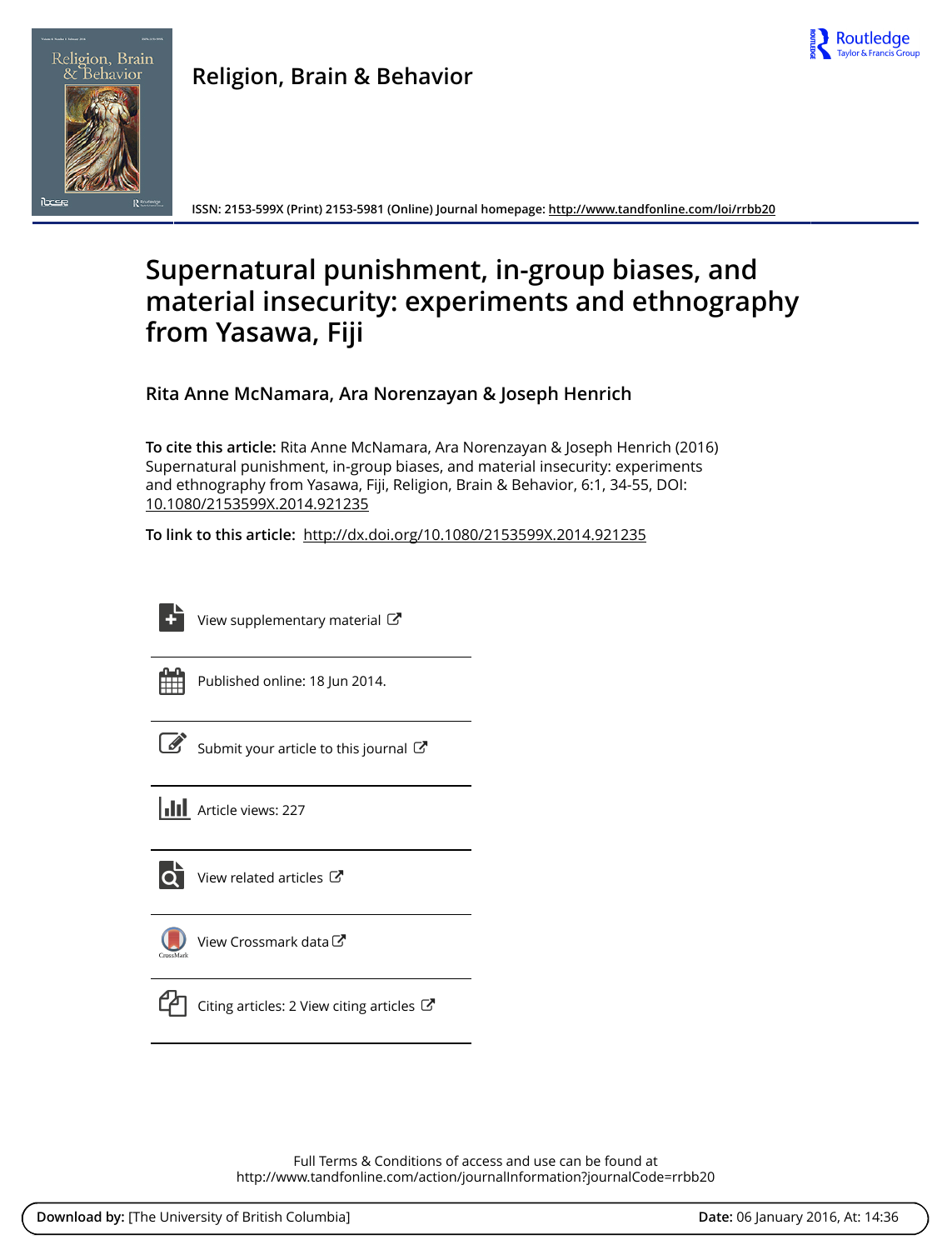**Religion, Brain & Behavior**

ISSN: 2153-599X (Print) 2153-5981 (Online) Journal homepage: http://www.tandfonline.com/loi/rrbb20

# Supernatural punishment, in-group biases, and material insecurity: experiments and ethnography from Yasawa, Fiji

**Rita Anne McNamara, Ara Norenzayan & Joseph Henrich**

**To cite this article:** Rita Anne McNamara, Ara Norenzayan & Joseph Henrich (2016) Supernatural punishment, in-group biases, and material insecurity: experiments and ethnography from Yasawa, Fiji, Religion, Brain & Behavior, 6:1, 34-55, DOI: 10.1080/2153599X.2014.921235

**To link to this article:** http://dx.doi.org/10.1080/2153599X.2014.921235

View supplementary material

Published online: 18 Jun 2014.

Submit your article to this journal

Article views: 227

View related articles

View Crossmark data

Citing articles: 2 View citing articles

Full Terms & Conditions of access and use can be found at
http://www.tandfonline.com/action/journalInformation?journalCode=rrbb20

**Download by:** [The University of British Columbia] **Date:** 06 January 2016, At: 14:36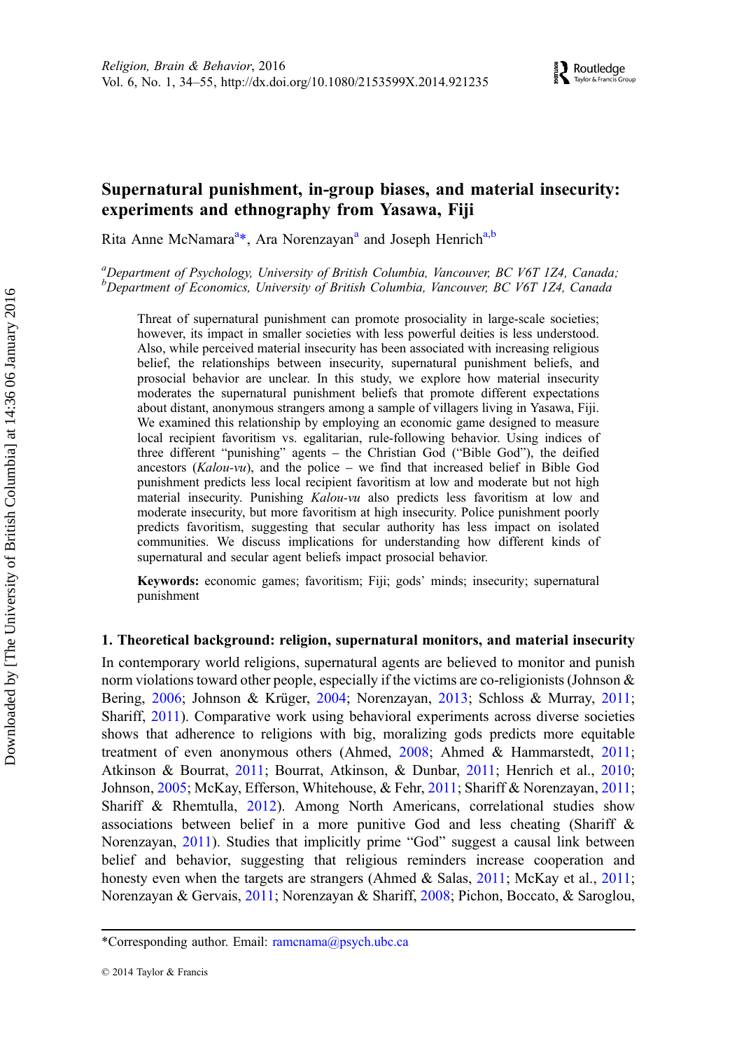# Supernatural punishment, in-group biases, and material insecurity: experiments and ethnography from Yasawa, Fiji

Rita Anne McNamara[a]*, Ara Norenzayan[a] and Joseph Henrich[a,b]

[a]*Department of Psychology, University of British Columbia, Vancouver, BC V6T 1Z4, Canada;* [b]*Department of Economics, University of British Columbia, Vancouver, BC V6T 1Z4, Canada*

Threat of supernatural punishment can promote prosociality in large-scale societies; however, its impact in smaller societies with less powerful deities is less understood. Also, while perceived material insecurity has been associated with increasing religious belief, the relationships between insecurity, supernatural punishment beliefs, and prosocial behavior are unclear. In this study, we explore how material insecurity moderates the supernatural punishment beliefs that promote different expectations about distant, anonymous strangers among a sample of villagers living in Yasawa, Fiji. We examined this relationship by employing an economic game designed to measure local recipient favoritism vs. egalitarian, rule-following behavior. Using indices of three different "punishing" agents – the Christian God ("Bible God"), the deified ancestors (*Kalou-vu*), and the police – we find that increased belief in Bible God punishment predicts less local recipient favoritism at low and moderate but not high material insecurity. Punishing *Kalou-vu* also predicts less favoritism at low and moderate insecurity, but more favoritism at high insecurity. Police punishment poorly predicts favoritism, suggesting that secular authority has less impact on isolated communities. We discuss implications for understanding how different kinds of supernatural and secular agent beliefs impact prosocial behavior.

**Keywords:** economic games; favoritism; Fiji; gods' minds; insecurity; supernatural punishment

## 1. Theoretical background: religion, supernatural monitors, and material insecurity

In contemporary world religions, supernatural agents are believed to monitor and punish norm violations toward other people, especially if the victims are co-religionists (Johnson & Bering, 2006; Johnson & Krüger, 2004; Norenzayan, 2013; Schloss & Murray, 2011; Shariff, 2011). Comparative work using behavioral experiments across diverse societies shows that adherence to religions with big, moralizing gods predicts more equitable treatment of even anonymous others (Ahmed, 2008; Ahmed & Hammarstedt, 2011; Atkinson & Bourrat, 2011; Bourrat, Atkinson, & Dunbar, 2011; Henrich et al., 2010; Johnson, 2005; McKay, Efferson, Whitehouse, & Fehr, 2011; Shariff & Norenzayan, 2011; Shariff & Rhemtulla, 2012). Among North Americans, correlational studies show associations between belief in a more punitive God and less cheating (Shariff & Norenzayan, 2011). Studies that implicitly prime "God" suggest a causal link between belief and behavior, suggesting that religious reminders increase cooperation and honesty even when the targets are strangers (Ahmed & Salas, 2011; McKay et al., 2011; Norenzayan & Gervais, 2011; Norenzayan & Shariff, 2008; Pichon, Boccato, & Saroglou,

*Corresponding author. Email: ramcnama@psych.ubc.ca

© 2014 Taylor & Francis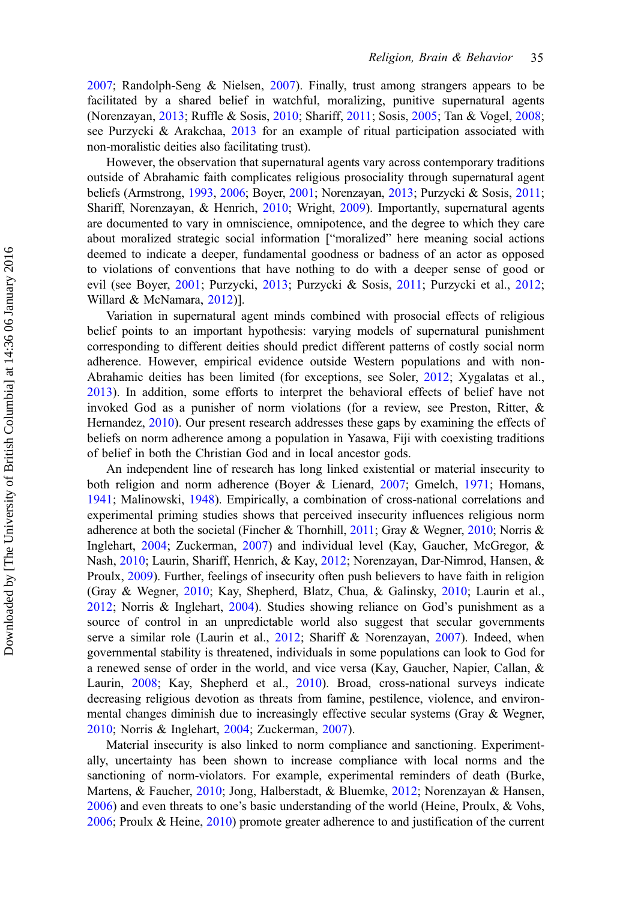2007; Randolph-Seng & Nielsen, 2007). Finally, trust among strangers appears to be facilitated by a shared belief in watchful, moralizing, punitive supernatural agents (Norenzayan, 2013; Ruffle & Sosis, 2010; Shariff, 2011; Sosis, 2005; Tan & Vogel, 2008; see Purzycki & Arakchaa, 2013 for an example of ritual participation associated with non-moralistic deities also facilitating trust).

However, the observation that supernatural agents vary across contemporary traditions outside of Abrahamic faith complicates religious prosociality through supernatural agent beliefs (Armstrong, 1993, 2006; Boyer, 2001; Norenzayan, 2013; Purzycki & Sosis, 2011; Shariff, Norenzayan, & Henrich, 2010; Wright, 2009). Importantly, supernatural agents are documented to vary in omniscience, omnipotence, and the degree to which they care about moralized strategic social information ["moralized" here meaning social actions deemed to indicate a deeper, fundamental goodness or badness of an actor as opposed to violations of conventions that have nothing to do with a deeper sense of good or evil (see Boyer, 2001; Purzycki, 2013; Purzycki & Sosis, 2011; Purzycki et al., 2012; Willard & McNamara, 2012)].

Variation in supernatural agent minds combined with prosocial effects of religious belief points to an important hypothesis: varying models of supernatural punishment corresponding to different deities should predict different patterns of costly social norm adherence. However, empirical evidence outside Western populations and with non-Abrahamic deities has been limited (for exceptions, see Soler, 2012; Xygalatas et al., 2013). In addition, some efforts to interpret the behavioral effects of belief have not invoked God as a punisher of norm violations (for a review, see Preston, Ritter, & Hernandez, 2010). Our present research addresses these gaps by examining the effects of beliefs on norm adherence among a population in Yasawa, Fiji with coexisting traditions of belief in both the Christian God and in local ancestor gods.

An independent line of research has long linked existential or material insecurity to both religion and norm adherence (Boyer & Lienard, 2007; Gmelch, 1971; Homans, 1941; Malinowski, 1948). Empirically, a combination of cross-national correlations and experimental priming studies shows that perceived insecurity influences religious norm adherence at both the societal (Fincher & Thornhill, 2011; Gray & Wegner, 2010; Norris & Inglehart, 2004; Zuckerman, 2007) and individual level (Kay, Gaucher, McGregor, & Nash, 2010; Laurin, Shariff, Henrich, & Kay, 2012; Norenzayan, Dar-Nimrod, Hansen, & Proulx, 2009). Further, feelings of insecurity often push believers to have faith in religion (Gray & Wegner, 2010; Kay, Shepherd, Blatz, Chua, & Galinsky, 2010; Laurin et al., 2012; Norris & Inglehart, 2004). Studies showing reliance on God's punishment as a source of control in an unpredictable world also suggest that secular governments serve a similar role (Laurin et al., 2012; Shariff & Norenzayan, 2007). Indeed, when governmental stability is threatened, individuals in some populations can look to God for a renewed sense of order in the world, and vice versa (Kay, Gaucher, Napier, Callan, & Laurin, 2008; Kay, Shepherd et al., 2010). Broad, cross-national surveys indicate decreasing religious devotion as threats from famine, pestilence, violence, and environmental changes diminish due to increasingly effective secular systems (Gray & Wegner, 2010; Norris & Inglehart, 2004; Zuckerman, 2007).

Material insecurity is also linked to norm compliance and sanctioning. Experimentally, uncertainty has been shown to increase compliance with local norms and the sanctioning of norm-violators. For example, experimental reminders of death (Burke, Martens, & Faucher, 2010; Jong, Halberstadt, & Bluemke, 2012; Norenzayan & Hansen, 2006) and even threats to one's basic understanding of the world (Heine, Proulx, & Vohs, 2006; Proulx & Heine, 2010) promote greater adherence to and justification of the current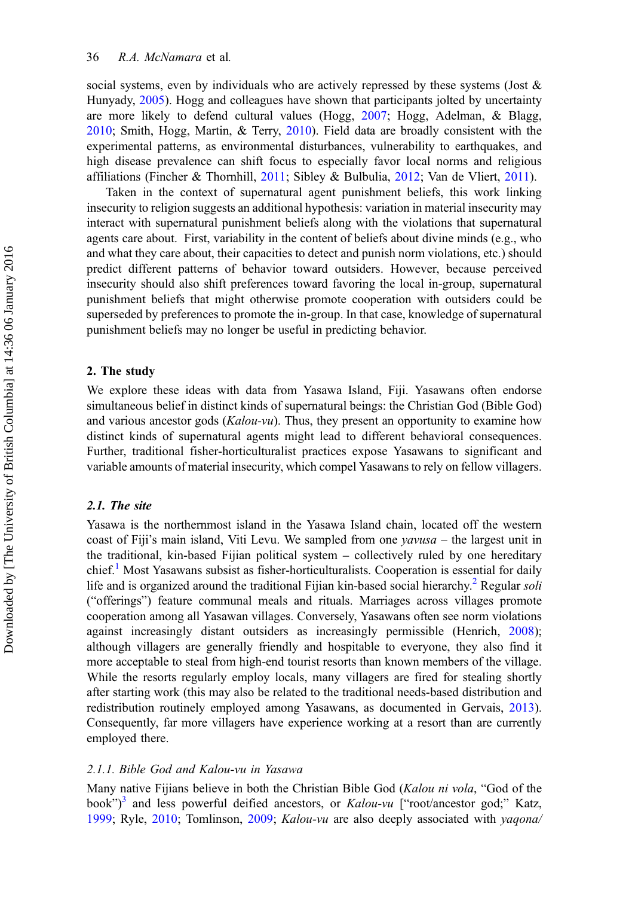social systems, even by individuals who are actively repressed by these systems (Jost & Hunyady, 2005). Hogg and colleagues have shown that participants jolted by uncertainty are more likely to defend cultural values (Hogg, 2007; Hogg, Adelman, & Blagg, 2010; Smith, Hogg, Martin, & Terry, 2010). Field data are broadly consistent with the experimental patterns, as environmental disturbances, vulnerability to earthquakes, and high disease prevalence can shift focus to especially favor local norms and religious affiliations (Fincher & Thornhill, 2011; Sibley & Bulbulia, 2012; Van de Vliert, 2011).

Taken in the context of supernatural agent punishment beliefs, this work linking insecurity to religion suggests an additional hypothesis: variation in material insecurity may interact with supernatural punishment beliefs along with the violations that supernatural agents care about. First, variability in the content of beliefs about divine minds (e.g., who and what they care about, their capacities to detect and punish norm violations, etc.) should predict different patterns of behavior toward outsiders. However, because perceived insecurity should also shift preferences toward favoring the local in-group, supernatural punishment beliefs that might otherwise promote cooperation with outsiders could be superseded by preferences to promote the in-group. In that case, knowledge of supernatural punishment beliefs may no longer be useful in predicting behavior.

## 2. The study

We explore these ideas with data from Yasawa Island, Fiji. Yasawans often endorse simultaneous belief in distinct kinds of supernatural beings: the Christian God (Bible God) and various ancestor gods (*Kalou-vu*). Thus, they present an opportunity to examine how distinct kinds of supernatural agents might lead to different behavioral consequences. Further, traditional fisher-horticulturalist practices expose Yasawans to significant and variable amounts of material insecurity, which compel Yasawans to rely on fellow villagers.

### 2.1. The site

Yasawa is the northernmost island in the Yasawa Island chain, located off the western coast of Fiji's main island, Viti Levu. We sampled from one *yavusa* – the largest unit in the traditional, kin-based Fijian political system – collectively ruled by one hereditary chief.[1] Most Yasawans subsist as fisher-horticulturalists. Cooperation is essential for daily life and is organized around the traditional Fijian kin-based social hierarchy.[2] Regular *soli* ("offerings") feature communal meals and rituals. Marriages across villages promote cooperation among all Yasawan villages. Conversely, Yasawans often see norm violations against increasingly distant outsiders as increasingly permissible (Henrich, 2008); although villagers are generally friendly and hospitable to everyone, they also find it more acceptable to steal from high-end tourist resorts than known members of the village. While the resorts regularly employ locals, many villagers are fired for stealing shortly after starting work (this may also be related to the traditional needs-based distribution and redistribution routinely employed among Yasawans, as documented in Gervais, 2013). Consequently, far more villagers have experience working at a resort than are currently employed there.

#### 2.1.1. Bible God and Kalou-vu in Yasawa

Many native Fijians believe in both the Christian Bible God (*Kalou ni vola*, "God of the book")[3] and less powerful deified ancestors, or *Kalou-vu* ["root/ancestor god;" Katz, 1999; Ryle, 2010; Tomlinson, 2009; *Kalou-vu* are also deeply associated with *yaqona/*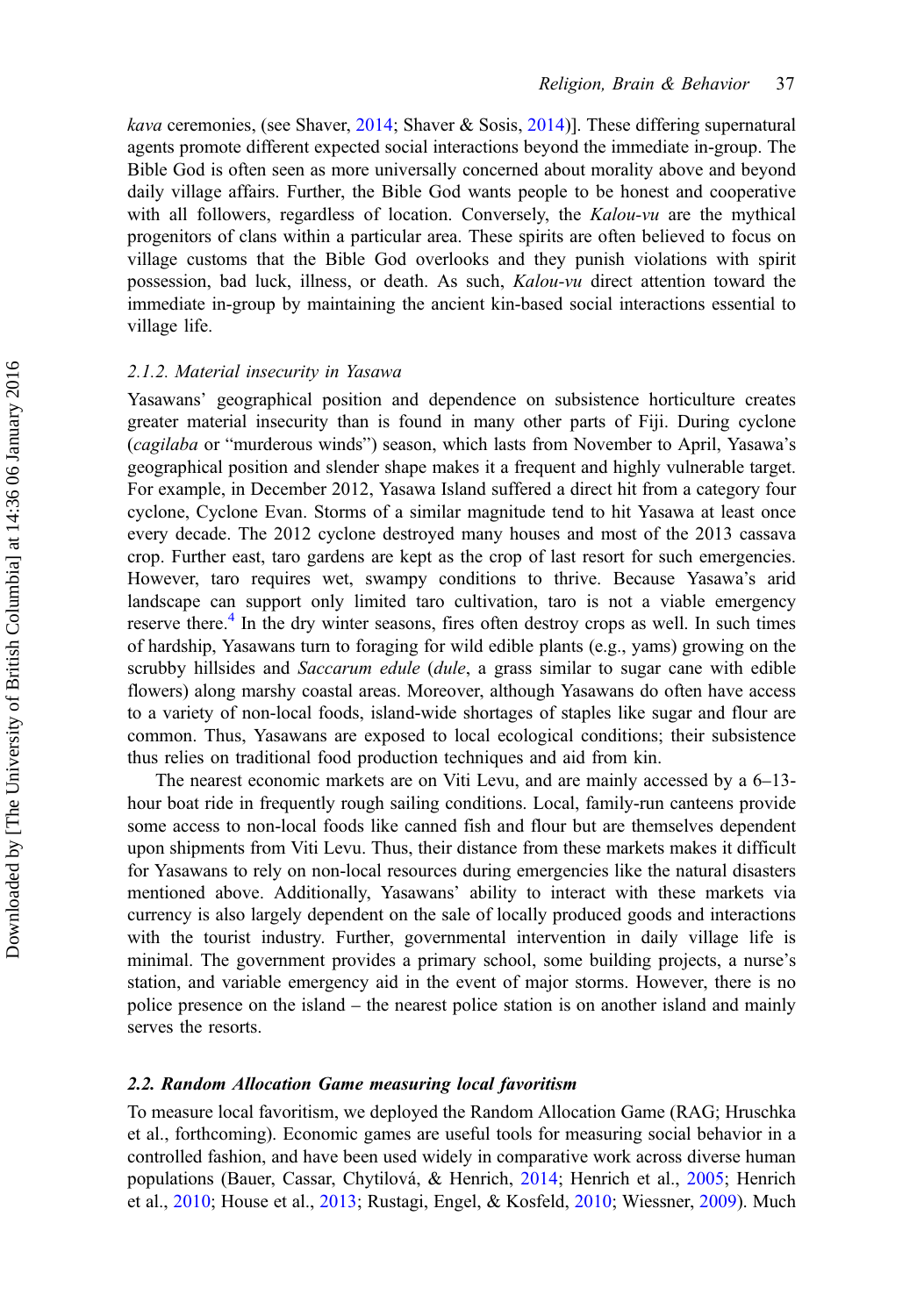*kava* ceremonies, (see Shaver, 2014; Shaver & Sosis, 2014)]. These differing supernatural agents promote different expected social interactions beyond the immediate in-group. The Bible God is often seen as more universally concerned about morality above and beyond daily village affairs. Further, the Bible God wants people to be honest and cooperative with all followers, regardless of location. Conversely, the *Kalou-vu* are the mythical progenitors of clans within a particular area. These spirits are often believed to focus on village customs that the Bible God overlooks and they punish violations with spirit possession, bad luck, illness, or death. As such, *Kalou-vu* direct attention toward the immediate in-group by maintaining the ancient kin-based social interactions essential to village life.

#### *2.1.2. Material insecurity in Yasawa*

Yasawans' geographical position and dependence on subsistence horticulture creates greater material insecurity than is found in many other parts of Fiji. During cyclone (*cagilaba* or "murderous winds") season, which lasts from November to April, Yasawa's geographical position and slender shape makes it a frequent and highly vulnerable target. For example, in December 2012, Yasawa Island suffered a direct hit from a category four cyclone, Cyclone Evan. Storms of a similar magnitude tend to hit Yasawa at least once every decade. The 2012 cyclone destroyed many houses and most of the 2013 cassava crop. Further east, taro gardens are kept as the crop of last resort for such emergencies. However, taro requires wet, swampy conditions to thrive. Because Yasawa's arid landscape can support only limited taro cultivation, taro is not a viable emergency reserve there.[4] In the dry winter seasons, fires often destroy crops as well. In such times of hardship, Yasawans turn to foraging for wild edible plants (e.g., yams) growing on the scrubby hillsides and *Saccarum edule* (*dule*, a grass similar to sugar cane with edible flowers) along marshy coastal areas. Moreover, although Yasawans do often have access to a variety of non-local foods, island-wide shortages of staples like sugar and flour are common. Thus, Yasawans are exposed to local ecological conditions; their subsistence thus relies on traditional food production techniques and aid from kin.

The nearest economic markets are on Viti Levu, and are mainly accessed by a 6–13-hour boat ride in frequently rough sailing conditions. Local, family-run canteens provide some access to non-local foods like canned fish and flour but are themselves dependent upon shipments from Viti Levu. Thus, their distance from these markets makes it difficult for Yasawans to rely on non-local resources during emergencies like the natural disasters mentioned above. Additionally, Yasawans' ability to interact with these markets via currency is also largely dependent on the sale of locally produced goods and interactions with the tourist industry. Further, governmental intervention in daily village life is minimal. The government provides a primary school, some building projects, a nurse's station, and variable emergency aid in the event of major storms. However, there is no police presence on the island – the nearest police station is on another island and mainly serves the resorts.

### **2.2. Random Allocation Game measuring local favoritism**

To measure local favoritism, we deployed the Random Allocation Game (RAG; Hruschka et al., forthcoming). Economic games are useful tools for measuring social behavior in a controlled fashion, and have been used widely in comparative work across diverse human populations (Bauer, Cassar, Chytilová, & Henrich, 2014; Henrich et al., 2005; Henrich et al., 2010; House et al., 2013; Rustagi, Engel, & Kosfeld, 2010; Wiessner, 2009). Much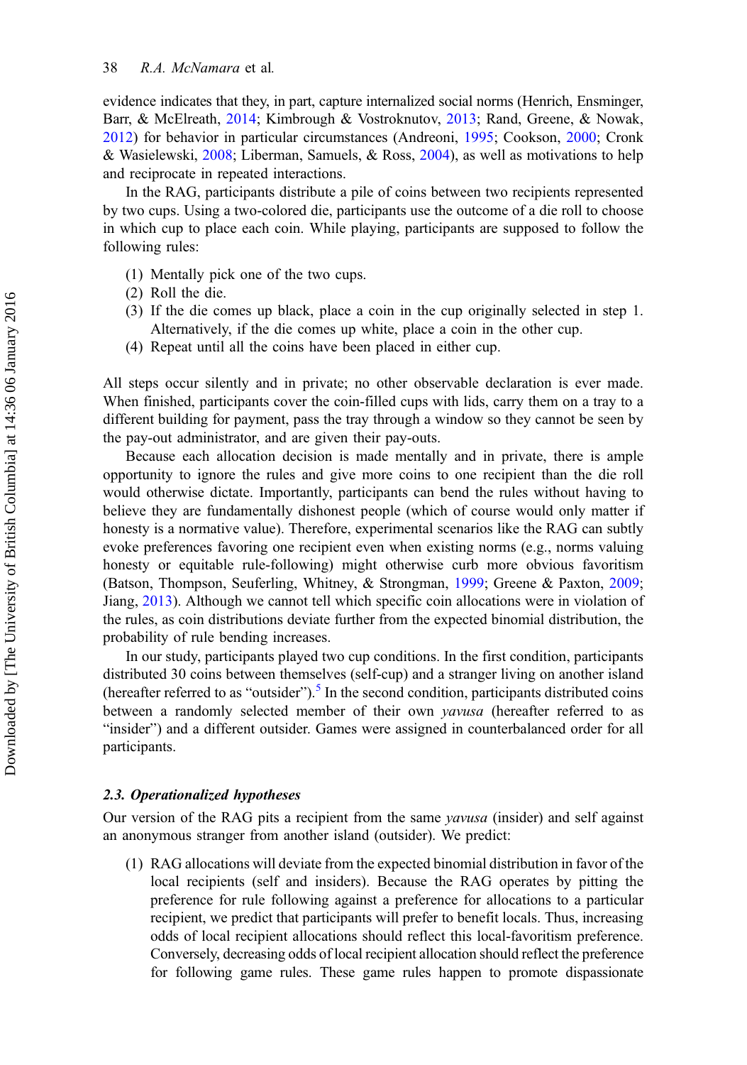evidence indicates that they, in part, capture internalized social norms (Henrich, Ensminger, Barr, & McElreath, 2014; Kimbrough & Vostroknutov, 2013; Rand, Greene, & Nowak, 2012) for behavior in particular circumstances (Andreoni, 1995; Cookson, 2000; Cronk & Wasielewski, 2008; Liberman, Samuels, & Ross, 2004), as well as motivations to help and reciprocate in repeated interactions.

In the RAG, participants distribute a pile of coins between two recipients represented by two cups. Using a two-colored die, participants use the outcome of a die roll to choose in which cup to place each coin. While playing, participants are supposed to follow the following rules:

(1) Mentally pick one of the two cups.
(2) Roll the die.
(3) If the die comes up black, place a coin in the cup originally selected in step 1. Alternatively, if the die comes up white, place a coin in the other cup.
(4) Repeat until all the coins have been placed in either cup.

All steps occur silently and in private; no other observable declaration is ever made. When finished, participants cover the coin-filled cups with lids, carry them on a tray to a different building for payment, pass the tray through a window so they cannot be seen by the pay-out administrator, and are given their pay-outs.

Because each allocation decision is made mentally and in private, there is ample opportunity to ignore the rules and give more coins to one recipient than the die roll would otherwise dictate. Importantly, participants can bend the rules without having to believe they are fundamentally dishonest people (which of course would only matter if honesty is a normative value). Therefore, experimental scenarios like the RAG can subtly evoke preferences favoring one recipient even when existing norms (e.g., norms valuing honesty or equitable rule-following) might otherwise curb more obvious favoritism (Batson, Thompson, Seuferling, Whitney, & Strongman, 1999; Greene & Paxton, 2009; Jiang, 2013). Although we cannot tell which specific coin allocations were in violation of the rules, as coin distributions deviate further from the expected binomial distribution, the probability of rule bending increases.

In our study, participants played two cup conditions. In the first condition, participants distributed 30 coins between themselves (self-cup) and a stranger living on another island (hereafter referred to as "outsider").[5] In the second condition, participants distributed coins between a randomly selected member of their own *yavusa* (hereafter referred to as "insider") and a different outsider. Games were assigned in counterbalanced order for all participants.

### 2.3. Operationalized hypotheses

Our version of the RAG pits a recipient from the same *yavusa* (insider) and self against an anonymous stranger from another island (outsider). We predict:

(1) RAG allocations will deviate from the expected binomial distribution in favor of the local recipients (self and insiders). Because the RAG operates by pitting the preference for rule following against a preference for allocations to a particular recipient, we predict that participants will prefer to benefit locals. Thus, increasing odds of local recipient allocations should reflect this local-favoritism preference. Conversely, decreasing odds of local recipient allocation should reflect the preference for following game rules. These game rules happen to promote dispassionate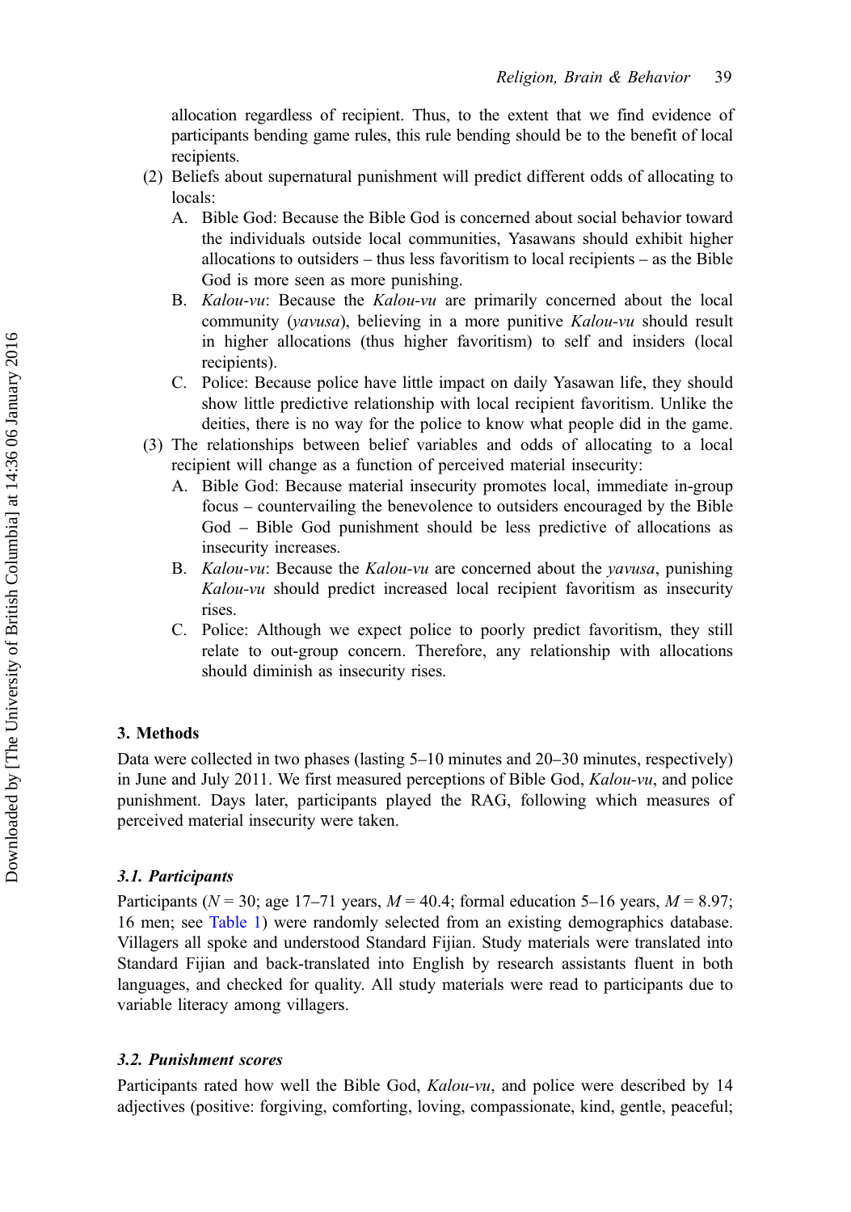allocation regardless of recipient. Thus, to the extent that we find evidence of participants bending game rules, this rule bending should be to the benefit of local recipients.

(2) Beliefs about supernatural punishment will predict different odds of allocating to locals:
   A. Bible God: Because the Bible God is concerned about social behavior toward the individuals outside local communities, Yasawans should exhibit higher allocations to outsiders – thus less favoritism to local recipients – as the Bible God is more seen as more punishing.
   B. *Kalou-vu*: Because the *Kalou-vu* are primarily concerned about the local community (*yavusa*), believing in a more punitive *Kalou-vu* should result in higher allocations (thus higher favoritism) to self and insiders (local recipients).
   C. Police: Because police have little impact on daily Yasawan life, they should show little predictive relationship with local recipient favoritism. Unlike the deities, there is no way for the police to know what people did in the game.

(3) The relationships between belief variables and odds of allocating to a local recipient will change as a function of perceived material insecurity:
   A. Bible God: Because material insecurity promotes local, immediate in-group focus – countervailing the benevolence to outsiders encouraged by the Bible God – Bible God punishment should be less predictive of allocations as insecurity increases.
   B. *Kalou-vu*: Because the *Kalou-vu* are concerned about the *yavusa*, punishing *Kalou-vu* should predict increased local recipient favoritism as insecurity rises.
   C. Police: Although we expect police to poorly predict favoritism, they still relate to out-group concern. Therefore, any relationship with allocations should diminish as insecurity rises.

## 3. Methods

Data were collected in two phases (lasting 5–10 minutes and 20–30 minutes, respectively) in June and July 2011. We first measured perceptions of Bible God, *Kalou-vu*, and police punishment. Days later, participants played the RAG, following which measures of perceived material insecurity were taken.

### *3.1. Participants*

Participants ($N$ = 30; age 17–71 years, $M$ = 40.4; formal education 5–16 years, $M$ = 8.97; 16 men; see Table 1) were randomly selected from an existing demographics database. Villagers all spoke and understood Standard Fijian. Study materials were translated into Standard Fijian and back-translated into English by research assistants fluent in both languages, and checked for quality. All study materials were read to participants due to variable literacy among villagers.

### *3.2. Punishment scores*

Participants rated how well the Bible God, *Kalou-vu*, and police were described by 14 adjectives (positive: forgiving, comforting, loving, compassionate, kind, gentle, peaceful;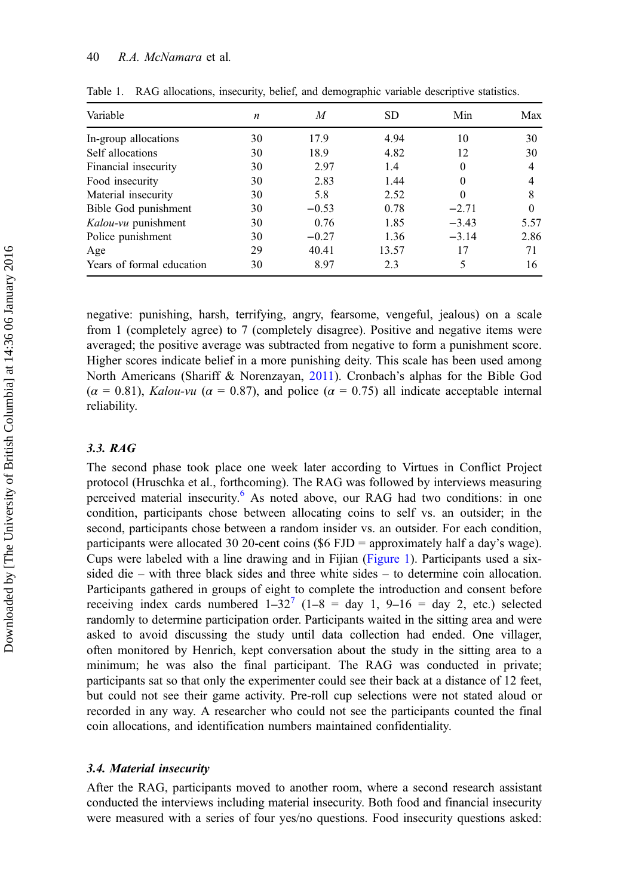Table 1. RAG allocations, insecurity, belief, and demographic variable descriptive statistics.

| Variable | *n* | *M* | SD | Min | Max |
|---|---|---|---|---|---|
| In-group allocations | 30 | 17.9 | 4.94 | 10 | 30 |
| Self allocations | 30 | 18.9 | 4.82 | 12 | 30 |
| Financial insecurity | 30 | 2.97 | 1.4 | 0 | 4 |
| Food insecurity | 30 | 2.83 | 1.44 | 0 | 4 |
| Material insecurity | 30 | 5.8 | 2.52 | 0 | 8 |
| Bible God punishment | 30 | −0.53 | 0.78 | −2.71 | 0 |
| *Kalou-vu* punishment | 30 | 0.76 | 1.85 | −3.43 | 5.57 |
| Police punishment | 30 | −0.27 | 1.36 | −3.14 | 2.86 |
| Age | 29 | 40.41 | 13.57 | 17 | 71 |
| Years of formal education | 30 | 8.97 | 2.3 | 5 | 16 |

negative: punishing, harsh, terrifying, angry, fearsome, vengeful, jealous) on a scale from 1 (completely agree) to 7 (completely disagree). Positive and negative items were averaged; the positive average was subtracted from negative to form a punishment score. Higher scores indicate belief in a more punishing deity. This scale has been used among North Americans (Shariff & Norenzayan, 2011). Cronbach's alphas for the Bible God ($\alpha$ = 0.81), *Kalou-vu* ($\alpha$ = 0.87), and police ($\alpha$ = 0.75) all indicate acceptable internal reliability.

### 3.3. RAG

The second phase took place one week later according to Virtues in Conflict Project protocol (Hruschka et al., forthcoming). The RAG was followed by interviews measuring perceived material insecurity.[6] As noted above, our RAG had two conditions: in one condition, participants chose between allocating coins to self vs. an outsider; in the second, participants chose between a random insider vs. an outsider. For each condition, participants were allocated 30 20-cent coins ($6 FJD = approximately half a day's wage). Cups were labeled with a line drawing and in Fijian (Figure 1). Participants used a six-sided die – with three black sides and three white sides – to determine coin allocation. Participants gathered in groups of eight to complete the introduction and consent before receiving index cards numbered 1–32[7] (1–8 = day 1, 9–16 = day 2, etc.) selected randomly to determine participation order. Participants waited in the sitting area and were asked to avoid discussing the study until data collection had ended. One villager, often monitored by Henrich, kept conversation about the study in the sitting area to a minimum; he was also the final participant. The RAG was conducted in private; participants sat so that only the experimenter could see their back at a distance of 12 feet, but could not see their game activity. Pre-roll cup selections were not stated aloud or recorded in any way. A researcher who could not see the participants counted the final coin allocations, and identification numbers maintained confidentiality.

### 3.4. Material insecurity

After the RAG, participants moved to another room, where a second research assistant conducted the interviews including material insecurity. Both food and financial insecurity were measured with a series of four yes/no questions. Food insecurity questions asked: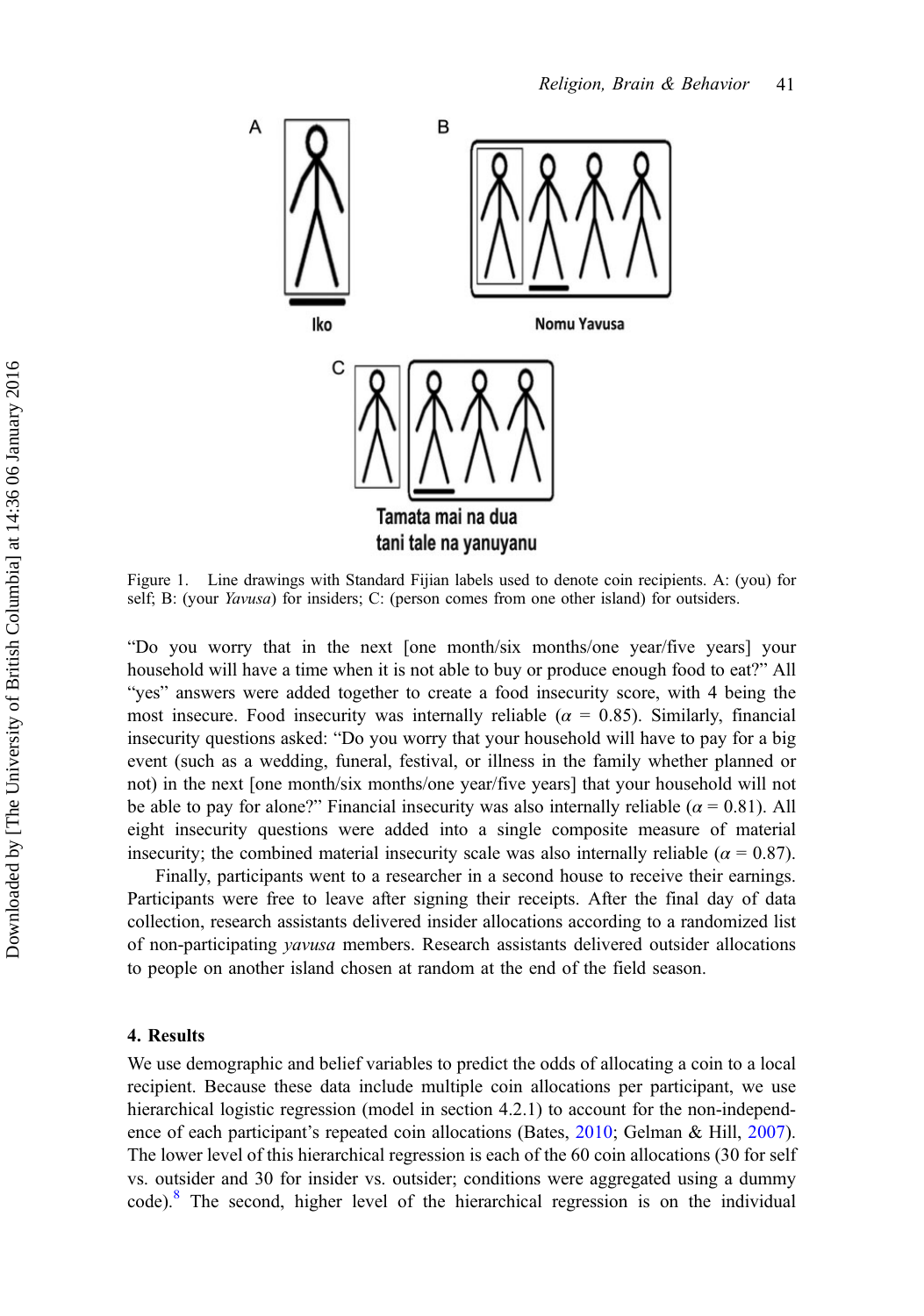Figure 1. Line drawings with Standard Fijian labels used to denote coin recipients. A: (you) for self; B: (your *Yavusa*) for insiders; C: (person comes from one other island) for outsiders.

"Do you worry that in the next [one month/six months/one year/five years] your household will have a time when it is not able to buy or produce enough food to eat?" All "yes" answers were added together to create a food insecurity score, with 4 being the most insecure. Food insecurity was internally reliable ($\alpha$ = 0.85). Similarly, financial insecurity questions asked: "Do you worry that your household will have to pay for a big event (such as a wedding, funeral, festival, or illness in the family whether planned or not) in the next [one month/six months/one year/five years] that your household will not be able to pay for alone?" Financial insecurity was also internally reliable ($\alpha$ = 0.81). All eight insecurity questions were added into a single composite measure of material insecurity; the combined material insecurity scale was also internally reliable ($\alpha$ = 0.87).

Finally, participants went to a researcher in a second house to receive their earnings. Participants were free to leave after signing their receipts. After the final day of data collection, research assistants delivered insider allocations according to a randomized list of non-participating *yavusa* members. Research assistants delivered outsider allocations to people on another island chosen at random at the end of the field season.

## 4. Results

We use demographic and belief variables to predict the odds of allocating a coin to a local recipient. Because these data include multiple coin allocations per participant, we use hierarchical logistic regression (model in section 4.2.1) to account for the non-independence of each participant's repeated coin allocations (Bates, 2010; Gelman & Hill, 2007). The lower level of this hierarchical regression is each of the 60 coin allocations (30 for self vs. outsider and 30 for insider vs. outsider; conditions were aggregated using a dummy code).[8] The second, higher level of the hierarchical regression is on the individual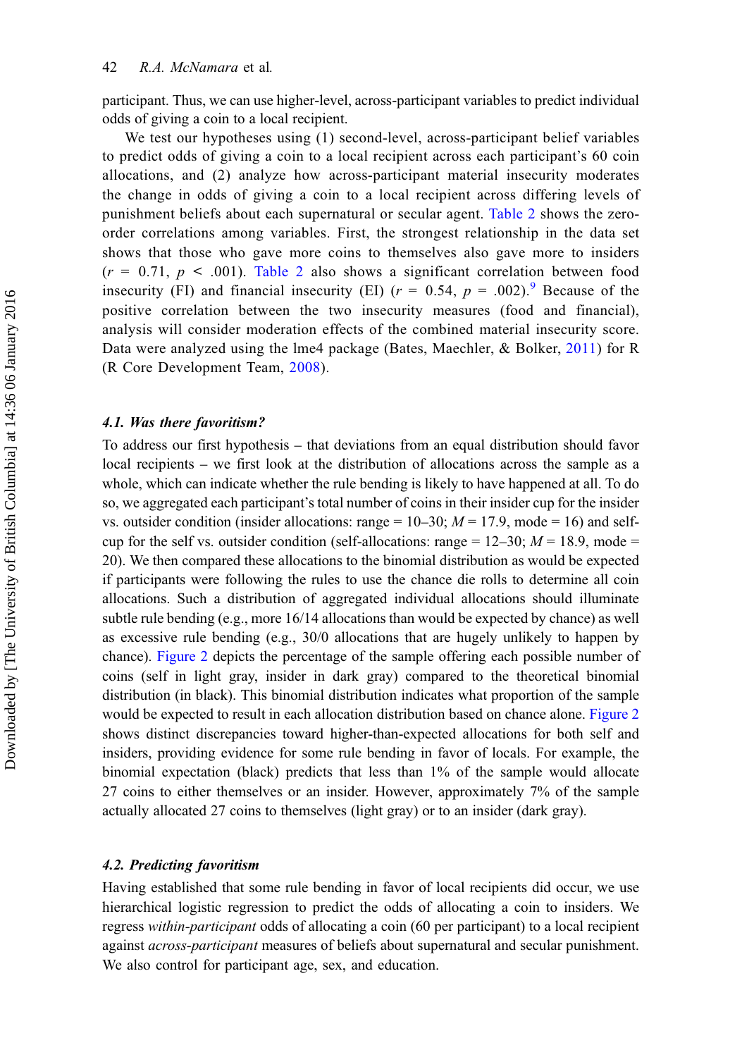participant. Thus, we can use higher-level, across-participant variables to predict individual odds of giving a coin to a local recipient.

We test our hypotheses using (1) second-level, across-participant belief variables to predict odds of giving a coin to a local recipient across each participant's 60 coin allocations, and (2) analyze how across-participant material insecurity moderates the change in odds of giving a coin to a local recipient across differing levels of punishment beliefs about each supernatural or secular agent. Table 2 shows the zero-order correlations among variables. First, the strongest relationship in the data set shows that those who gave more coins to themselves also gave more to insiders ($r = 0.71$, $p < .001$). Table 2 also shows a significant correlation between food insecurity (FI) and financial insecurity (EI) ($r = 0.54$, $p = .002$).[9] Because of the positive correlation between the two insecurity measures (food and financial), analysis will consider moderation effects of the combined material insecurity score. Data were analyzed using the lme4 package (Bates, Maechler, & Bolker, 2011) for R (R Core Development Team, 2008).

### *4.1. Was there favoritism?*

To address our first hypothesis – that deviations from an equal distribution should favor local recipients – we first look at the distribution of allocations across the sample as a whole, which can indicate whether the rule bending is likely to have happened at all. To do so, we aggregated each participant's total number of coins in their insider cup for the insider vs. outsider condition (insider allocations: range = 10–30; $M$ = 17.9, mode = 16) and self-cup for the self vs. outsider condition (self-allocations: range = 12–30; $M$ = 18.9, mode = 20). We then compared these allocations to the binomial distribution as would be expected if participants were following the rules to use the chance die rolls to determine all coin allocations. Such a distribution of aggregated individual allocations should illuminate subtle rule bending (e.g., more 16/14 allocations than would be expected by chance) as well as excessive rule bending (e.g., 30/0 allocations that are hugely unlikely to happen by chance). Figure 2 depicts the percentage of the sample offering each possible number of coins (self in light gray, insider in dark gray) compared to the theoretical binomial distribution (in black). This binomial distribution indicates what proportion of the sample would be expected to result in each allocation distribution based on chance alone. Figure 2 shows distinct discrepancies toward higher-than-expected allocations for both self and insiders, providing evidence for some rule bending in favor of locals. For example, the binomial expectation (black) predicts that less than 1% of the sample would allocate 27 coins to either themselves or an insider. However, approximately 7% of the sample actually allocated 27 coins to themselves (light gray) or to an insider (dark gray).

### *4.2. Predicting favoritism*

Having established that some rule bending in favor of local recipients did occur, we use hierarchical logistic regression to predict the odds of allocating a coin to insiders. We regress *within-participant* odds of allocating a coin (60 per participant) to a local recipient against *across-participant* measures of beliefs about supernatural and secular punishment. We also control for participant age, sex, and education.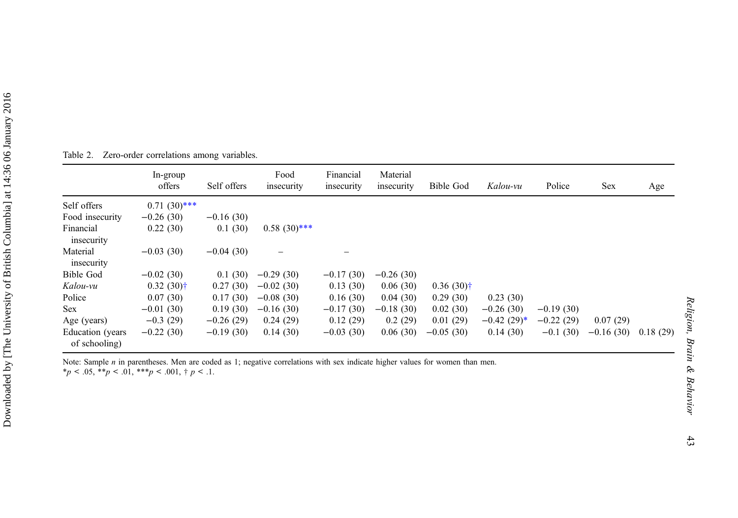Table 2. Zero-order correlations among variables.

| | In-group offers | Self offers | Food insecurity | Financial insecurity | Material insecurity | Bible God | *Kalou-vu* | Police | Sex | Age |
|---|---|---|---|---|---|---|---|---|---|---|
| Self offers | 0.71 (30)*** | | | | | | | | | |
| Food insecurity | −0.26 (30) | −0.16 (30) | | | | | | | | |
| Financial insecurity | 0.22 (30) | 0.1 (30) | 0.58 (30)*** | | | | | | | |
| Material insecurity | −0.03 (30) | −0.04 (30) | – | – | | | | | | |
| Bible God | −0.02 (30) | 0.1 (30) | −0.29 (30) | −0.17 (30) | −0.26 (30) | | | | | |
| *Kalou-vu* | 0.32 (30)† | 0.27 (30) | −0.02 (30) | 0.13 (30) | 0.06 (30) | 0.36 (30)† | | | | |
| Police | 0.07 (30) | 0.17 (30) | −0.08 (30) | 0.16 (30) | 0.04 (30) | 0.29 (30) | 0.23 (30) | | | |
| Sex | −0.01 (30) | 0.19 (30) | −0.16 (30) | −0.17 (30) | −0.18 (30) | 0.02 (30) | −0.26 (30) | −0.19 (30) | | |
| Age (years) | −0.3 (29) | −0.26 (29) | 0.24 (29) | 0.12 (29) | 0.2 (29) | 0.01 (29) | −0.42 (29)* | −0.22 (29) | 0.07 (29) | |
| Education (years of schooling) | −0.22 (30) | −0.19 (30) | 0.14 (30) | −0.03 (30) | 0.06 (30) | −0.05 (30) | 0.14 (30) | −0.1 (30) | −0.16 (30) | 0.18 (29) |

Note: Sample *n* in parentheses. Men are coded as 1; negative correlations with sex indicate higher values for women than men.
*$p < .05$, **$p < .01$, ***$p < .001$, † $p < .1$.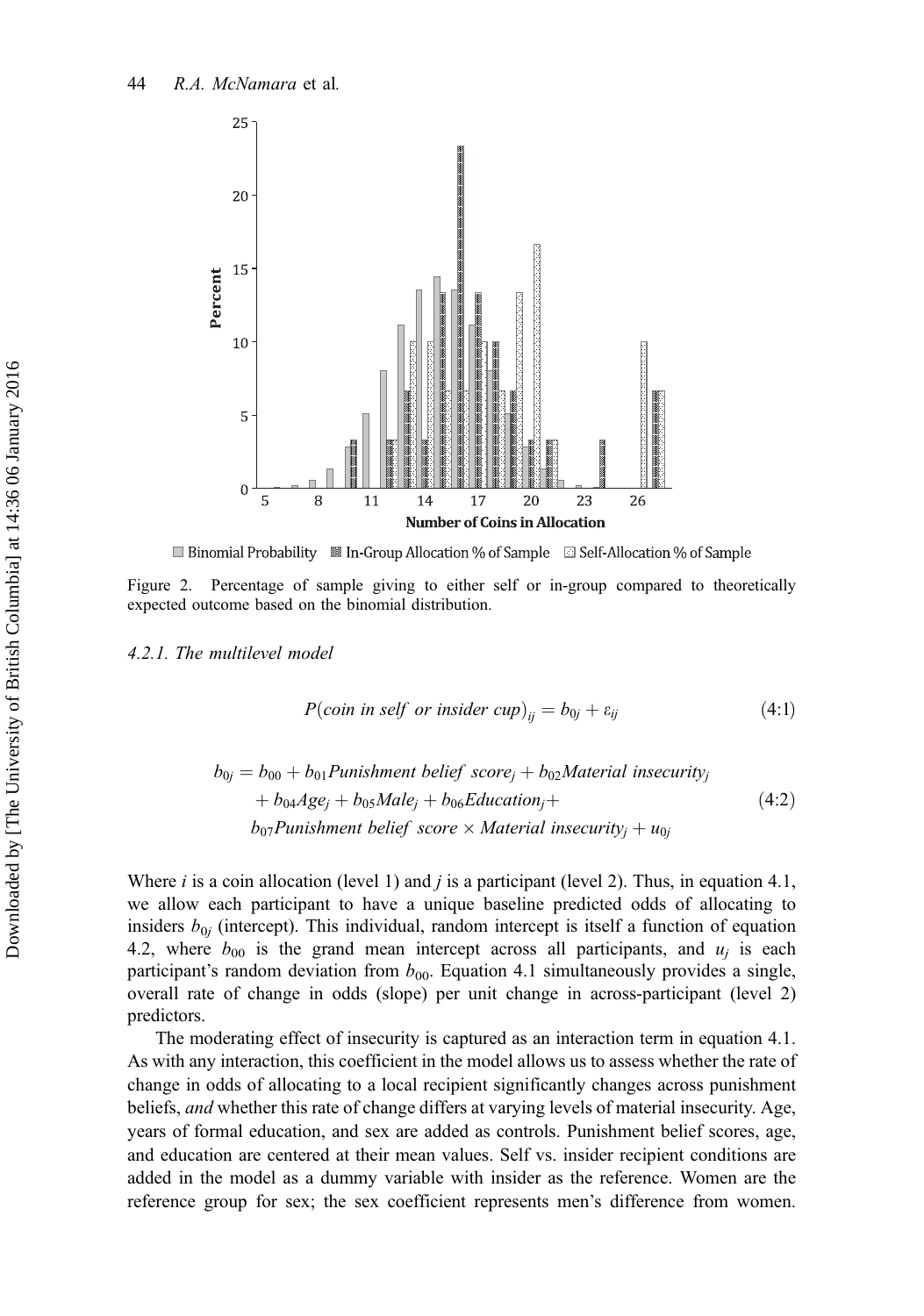Figure 2. Percentage of sample giving to either self or in-group compared to theoretically expected outcome based on the binomial distribution.

*4.2.1. The multilevel model*

$$P(\text{coin in self or insider cup})_{ij} = b_{0j} + \varepsilon_{ij} \tag{4:1}$$

$$\begin{aligned} b_{0j} = {} & b_{00} + b_{01}\text{Punishment belief score}_j + b_{02}\text{Material insecurity}_j \\ & + b_{04}\text{Age}_j + b_{05}\text{Male}_j + b_{06}\text{Education}_j + \\ & b_{07}\text{Punishment belief score} \times \text{Material insecurity}_j + u_{0j} \end{aligned} \tag{4:2}$$

Where $i$ is a coin allocation (level 1) and $j$ is a participant (level 2). Thus, in equation 4.1, we allow each participant to have a unique baseline predicted odds of allocating to insiders $b_{0j}$ (intercept). This individual, random intercept is itself a function of equation 4.2, where $b_{00}$ is the grand mean intercept across all participants, and $u_j$ is each participant's random deviation from $b_{00}$. Equation 4.1 simultaneously provides a single, overall rate of change in odds (slope) per unit change in across-participant (level 2) predictors.

The moderating effect of insecurity is captured as an interaction term in equation 4.1. As with any interaction, this coefficient in the model allows us to assess whether the rate of change in odds of allocating to a local recipient significantly changes across punishment beliefs, *and* whether this rate of change differs at varying levels of material insecurity. Age, years of formal education, and sex are added as controls. Punishment belief scores, age, and education are centered at their mean values. Self vs. insider recipient conditions are added in the model as a dummy variable with insider as the reference. Women are the reference group for sex; the sex coefficient represents men's difference from women.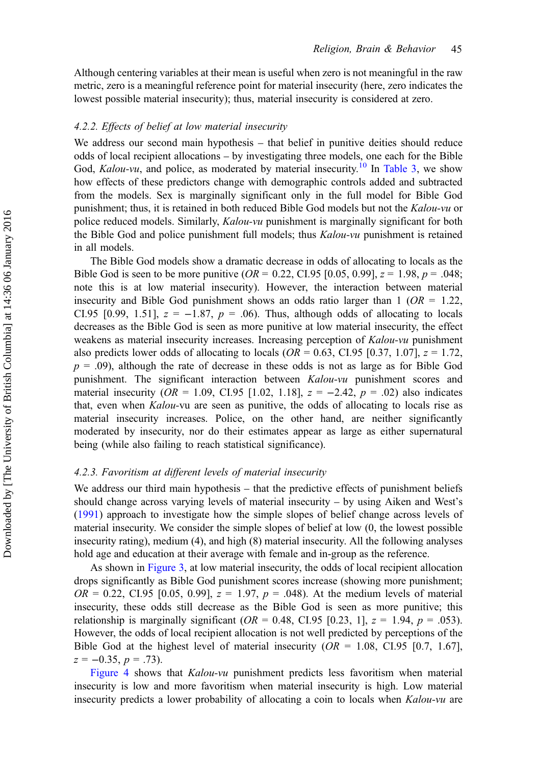Although centering variables at their mean is useful when zero is not meaningful in the raw metric, zero is a meaningful reference point for material insecurity (here, zero indicates the lowest possible material insecurity); thus, material insecurity is considered at zero.

### 4.2.2. Effects of belief at low material insecurity

We address our second main hypothesis – that belief in punitive deities should reduce odds of local recipient allocations – by investigating three models, one each for the Bible God, *Kalou-vu*, and police, as moderated by material insecurity.[10] In Table 3, we show how effects of these predictors change with demographic controls added and subtracted from the models. Sex is marginally significant only in the full model for Bible God punishment; thus, it is retained in both reduced Bible God models but not the *Kalou-vu* or police reduced models. Similarly, *Kalou-vu* punishment is marginally significant for both the Bible God and police punishment full models; thus *Kalou-vu* punishment is retained in all models.

The Bible God models show a dramatic decrease in odds of allocating to locals as the Bible God is seen to be more punitive (*OR* = 0.22, CI.95 [0.05, 0.99], $z = 1.98$, $p = .048$; note this is at low material insecurity). However, the interaction between material insecurity and Bible God punishment shows an odds ratio larger than 1 (*OR* = 1.22, CI.95 [0.99, 1.51], $z = -1.87$, $p = .06$). Thus, although odds of allocating to locals decreases as the Bible God is seen as more punitive at low material insecurity, the effect weakens as material insecurity increases. Increasing perception of *Kalou-vu* punishment also predicts lower odds of allocating to locals (*OR* = 0.63, CI.95 [0.37, 1.07], $z = 1.72$, $p = .09$), although the rate of decrease in these odds is not as large as for Bible God punishment. The significant interaction between *Kalou-vu* punishment scores and material insecurity (*OR* = 1.09, CI.95 [1.02, 1.18], $z = -2.42$, $p = .02$) also indicates that, even when *Kalou*-vu are seen as punitive, the odds of allocating to locals rise as material insecurity increases. Police, on the other hand, are neither significantly moderated by insecurity, nor do their estimates appear as large as either supernatural being (while also failing to reach statistical significance).

### 4.2.3. Favoritism at different levels of material insecurity

We address our third main hypothesis – that the predictive effects of punishment beliefs should change across varying levels of material insecurity – by using Aiken and West's (1991) approach to investigate how the simple slopes of belief change across levels of material insecurity. We consider the simple slopes of belief at low (0, the lowest possible insecurity rating), medium (4), and high (8) material insecurity. All the following analyses hold age and education at their average with female and in-group as the reference.

As shown in Figure 3, at low material insecurity, the odds of local recipient allocation drops significantly as Bible God punishment scores increase (showing more punishment; *OR* = 0.22, CI.95 [0.05, 0.99], $z = 1.97$, $p = .048$). At the medium levels of material insecurity, these odds still decrease as the Bible God is seen as more punitive; this relationship is marginally significant (*OR* = 0.48, CI.95 [0.23, 1], $z = 1.94$, $p = .053$). However, the odds of local recipient allocation is not well predicted by perceptions of the Bible God at the highest level of material insecurity (*OR* = 1.08, CI.95 [0.7, 1.67], $z = -0.35$, $p = .73$).

Figure 4 shows that *Kalou-vu* punishment predicts less favoritism when material insecurity is low and more favoritism when material insecurity is high. Low material insecurity predicts a lower probability of allocating a coin to locals when *Kalou-vu* are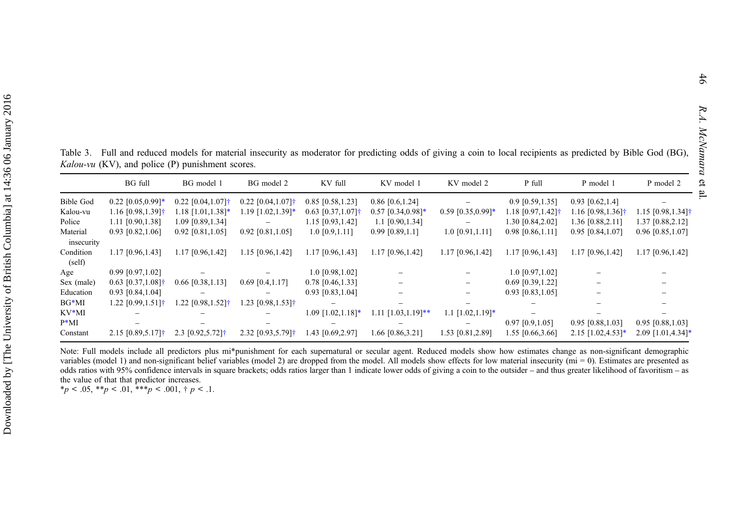Table 3. Full and reduced models for material insecurity as moderator for predicting odds of giving a coin to local recipients as predicted by Bible God (BG), *Kalou-vu* (KV), and police (P) punishment scores.

| | BG full | BG model 1 | BG model 2 | KV full | KV model 1 | KV model 2 | P full | P model 1 | P model 2 |
|---|---|---|---|---|---|---|---|---|---|
| Bible God | 0.22 [0.05,0.99]* | 0.22 [0.04,1.07]† | 0.22 [0.04,1.07]† | 0.85 [0.58,1.23] | 0.86 [0.6,1.24] | – | 0.9 [0.59,1.35] | 0.93 [0.62,1.4] | – |
| Kalou-vu | 1.16 [0.98,1.39]† | 1.18 [1.01,1.38]* | 1.19 [1.02,1.39]* | 0.63 [0.37,1.07]† | 0.57 [0.34,0.98]* | 0.59 [0.35,0.99]* | 1.18 [0.97,1.42]† | 1.16 [0.98,1.36]† | 1.15 [0.98,1.34]† |
| Police | 1.11 [0.90,1.38] | 1.09 [0.89,1.34] | – | 1.15 [0.93,1.42] | 1.1 [0.90,1.34] | – | 1.30 [0.84,2.02] | 1.36 [0.88,2.11] | 1.37 [0.88,2.12] |
| Material insecurity | 0.93 [0.82,1.06] | 0.92 [0.81,1.05] | 0.92 [0.81,1.05] | 1.0 [0.9,1.11] | 0.99 [0.89,1.1] | 1.0 [0.91,1.11] | 0.98 [0.86,1.11] | 0.95 [0.84,1.07] | 0.96 [0.85,1.07] |
| Condition (self) | 1.17 [0.96,1.43] | 1.17 [0.96,1.42] | 1.15 [0.96,1.42] | 1.17 [0.96,1.43] | 1.17 [0.96,1.42] | 1.17 [0.96,1.42] | 1.17 [0.96,1.43] | 1.17 [0.96,1.42] | 1.17 [0.96,1.42] |
| Age | 0.99 [0.97,1.02] | – | – | 1.0 [0.98,1.02] | – | – | 1.0 [0.97,1.02] | – | – |
| Sex (male) | 0.63 [0.37,1.08]† | 0.66 [0.38,1.13] | 0.69 [0.4,1.17] | 0.78 [0.46,1.33] | – | – | 0.69 [0.39,1.22] | – | – |
| Education | 0.93 [0.84,1.04] | – | – | 0.93 [0.83,1.04] | – | – | 0.93 [0.83,1.05] | – | – |
| BG*MI | 1.22 [0.99,1.51]† | 1.22 [0.98,1.52]† | 1.23 [0.98,1.53]† | – | – | – | – | – | – |
| KV*MI | – | – | – | 1.09 [1.02,1.18]* | 1.11 [1.03,1.19]** | 1.1 [1.02,1.19]* | – | – | – |
| P*MI | – | – | – | – | – | – | 0.97 [0.9,1.05] | 0.95 [0.88,1.03] | 0.95 [0.88,1.03] |
| Constant | 2.15 [0.89,5.17]† | 2.3 [0.92,5.72]† | 2.32 [0.93,5.79]† | 1.43 [0.69,2.97] | 1.66 [0.86,3.21] | 1.53 [0.81,2.89] | 1.55 [0.66,3.66] | 2.15 [1.02,4.53]* | 2.09 [1.01,4.34]* |

Note: Full models include all predictors plus mi*punishment for each supernatural or secular agent. Reduced models show how estimates change as non-significant demographic variables (model 1) and non-significant belief variables (model 2) are dropped from the model. All models show effects for low material insecurity (mi = 0). Estimates are presented as odds ratios with 95% confidence intervals in square brackets; odds ratios larger than 1 indicate lower odds of giving a coin to the outsider – and thus greater likelihood of favoritism – as the value of that that predictor increases.

\**p* < .05, \*\**p* < .01, \*\*\**p* < .001, † *p* < .1.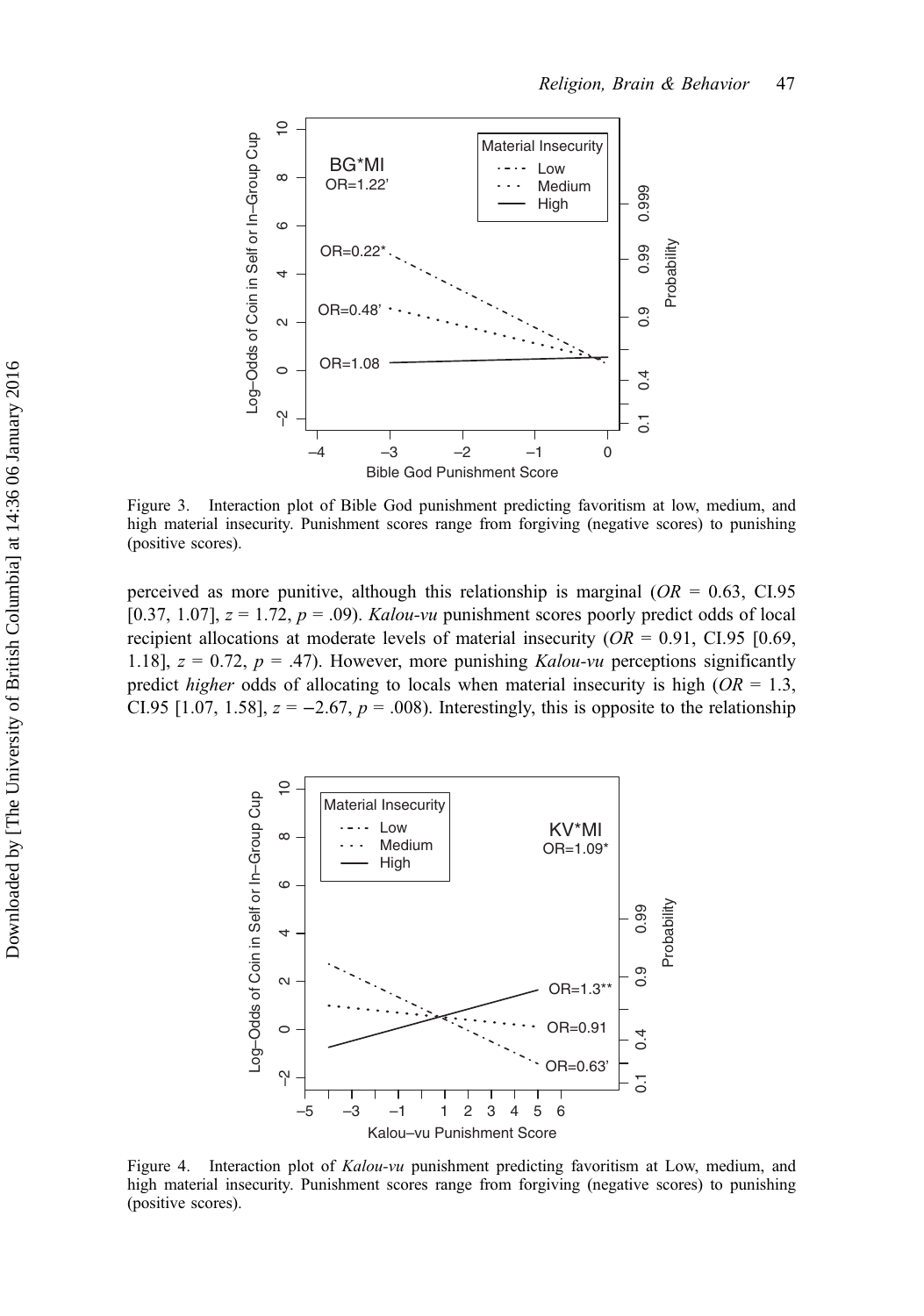Figure 3. Interaction plot of Bible God punishment predicting favoritism at low, medium, and high material insecurity. Punishment scores range from forgiving (negative scores) to punishing (positive scores).

perceived as more punitive, although this relationship is marginal ($OR$ = 0.63, CI.95 [0.37, 1.07], $z$ = 1.72, $p$ = .09). *Kalou-vu* punishment scores poorly predict odds of local recipient allocations at moderate levels of material insecurity ($OR$ = 0.91, CI.95 [0.69, 1.18], $z$ = 0.72, $p$ = .47). However, more punishing *Kalou-vu* perceptions significantly predict *higher* odds of allocating to locals when material insecurity is high ($OR$ = 1.3, CI.95 [1.07, 1.58], $z$ = −2.67, $p$ = .008). Interestingly, this is opposite to the relationship

Figure 4. Interaction plot of *Kalou-vu* punishment predicting favoritism at Low, medium, and high material insecurity. Punishment scores range from forgiving (negative scores) to punishing (positive scores).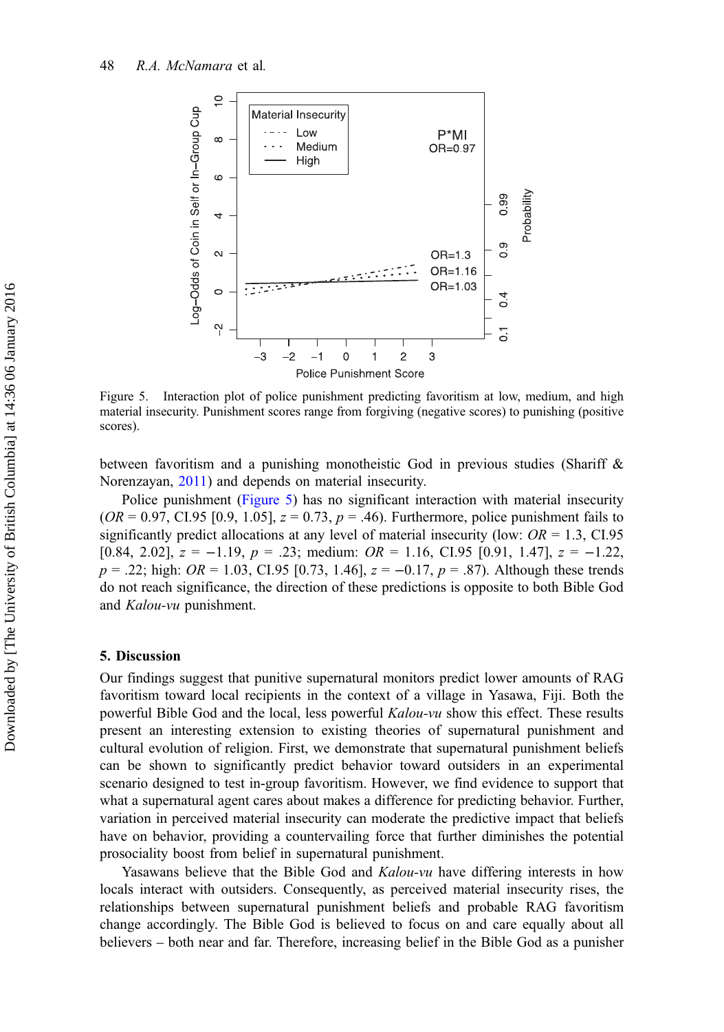Figure 5. Interaction plot of police punishment predicting favoritism at low, medium, and high material insecurity. Punishment scores range from forgiving (negative scores) to punishing (positive scores).

between favoritism and a punishing monotheistic God in previous studies (Shariff & Norenzayan, 2011) and depends on material insecurity.

Police punishment (Figure 5) has no significant interaction with material insecurity (*OR* = 0.97, CI.95 [0.9, 1.05], $z = 0.73$, $p = .46$). Furthermore, police punishment fails to significantly predict allocations at any level of material insecurity (low: *OR* = 1.3, CI.95 [0.84, 2.02], $z = -1.19$, $p = .23$; medium: *OR* = 1.16, CI.95 [0.91, 1.47], $z = -1.22$, $p = .22$; high: *OR* = 1.03, CI.95 [0.73, 1.46], $z = -0.17$, $p = .87$). Although these trends do not reach significance, the direction of these predictions is opposite to both Bible God and *Kalou-vu* punishment.

## 5. Discussion

Our findings suggest that punitive supernatural monitors predict lower amounts of RAG favoritism toward local recipients in the context of a village in Yasawa, Fiji. Both the powerful Bible God and the local, less powerful *Kalou-vu* show this effect. These results present an interesting extension to existing theories of supernatural punishment and cultural evolution of religion. First, we demonstrate that supernatural punishment beliefs can be shown to significantly predict behavior toward outsiders in an experimental scenario designed to test in-group favoritism. However, we find evidence to support that what a supernatural agent cares about makes a difference for predicting behavior. Further, variation in perceived material insecurity can moderate the predictive impact that beliefs have on behavior, providing a countervailing force that further diminishes the potential prosociality boost from belief in supernatural punishment.

Yasawans believe that the Bible God and *Kalou-vu* have differing interests in how locals interact with outsiders. Consequently, as perceived material insecurity rises, the relationships between supernatural punishment beliefs and probable RAG favoritism change accordingly. The Bible God is believed to focus on and care equally about all believers – both near and far. Therefore, increasing belief in the Bible God as a punisher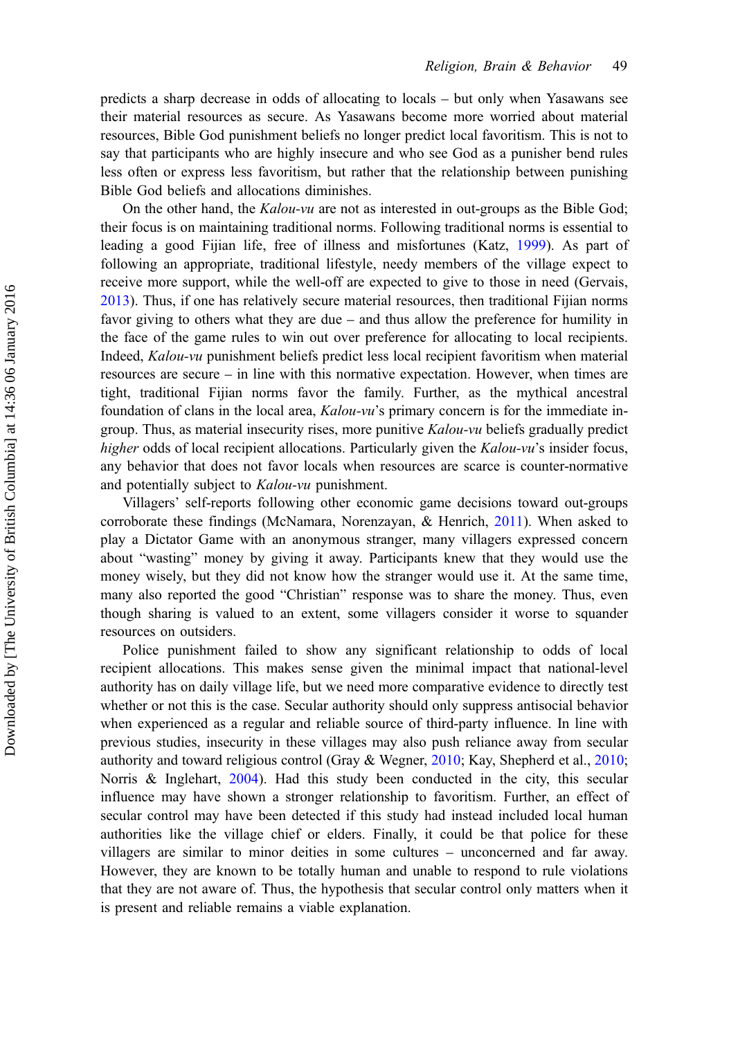predicts a sharp decrease in odds of allocating to locals – but only when Yasawans see their material resources as secure. As Yasawans become more worried about material resources, Bible God punishment beliefs no longer predict local favoritism. This is not to say that participants who are highly insecure and who see God as a punisher bend rules less often or express less favoritism, but rather that the relationship between punishing Bible God beliefs and allocations diminishes.

On the other hand, the *Kalou-vu* are not as interested in out-groups as the Bible God; their focus is on maintaining traditional norms. Following traditional norms is essential to leading a good Fijian life, free of illness and misfortunes (Katz, 1999). As part of following an appropriate, traditional lifestyle, needy members of the village expect to receive more support, while the well-off are expected to give to those in need (Gervais, 2013). Thus, if one has relatively secure material resources, then traditional Fijian norms favor giving to others what they are due – and thus allow the preference for humility in the face of the game rules to win out over preference for allocating to local recipients. Indeed, *Kalou-vu* punishment beliefs predict less local recipient favoritism when material resources are secure – in line with this normative expectation. However, when times are tight, traditional Fijian norms favor the family. Further, as the mythical ancestral foundation of clans in the local area, *Kalou-vu*'s primary concern is for the immediate in-group. Thus, as material insecurity rises, more punitive *Kalou-vu* beliefs gradually predict *higher* odds of local recipient allocations. Particularly given the *Kalou-vu*'s insider focus, any behavior that does not favor locals when resources are scarce is counter-normative and potentially subject to *Kalou-vu* punishment.

Villagers' self-reports following other economic game decisions toward out-groups corroborate these findings (McNamara, Norenzayan, & Henrich, 2011). When asked to play a Dictator Game with an anonymous stranger, many villagers expressed concern about "wasting" money by giving it away. Participants knew that they would use the money wisely, but they did not know how the stranger would use it. At the same time, many also reported the good "Christian" response was to share the money. Thus, even though sharing is valued to an extent, some villagers consider it worse to squander resources on outsiders.

Police punishment failed to show any significant relationship to odds of local recipient allocations. This makes sense given the minimal impact that national-level authority has on daily village life, but we need more comparative evidence to directly test whether or not this is the case. Secular authority should only suppress antisocial behavior when experienced as a regular and reliable source of third-party influence. In line with previous studies, insecurity in these villages may also push reliance away from secular authority and toward religious control (Gray & Wegner, 2010; Kay, Shepherd et al., 2010; Norris & Inglehart, 2004). Had this study been conducted in the city, this secular influence may have shown a stronger relationship to favoritism. Further, an effect of secular control may have been detected if this study had instead included local human authorities like the village chief or elders. Finally, it could be that police for these villagers are similar to minor deities in some cultures – unconcerned and far away. However, they are known to be totally human and unable to respond to rule violations that they are not aware of. Thus, the hypothesis that secular control only matters when it is present and reliable remains a viable explanation.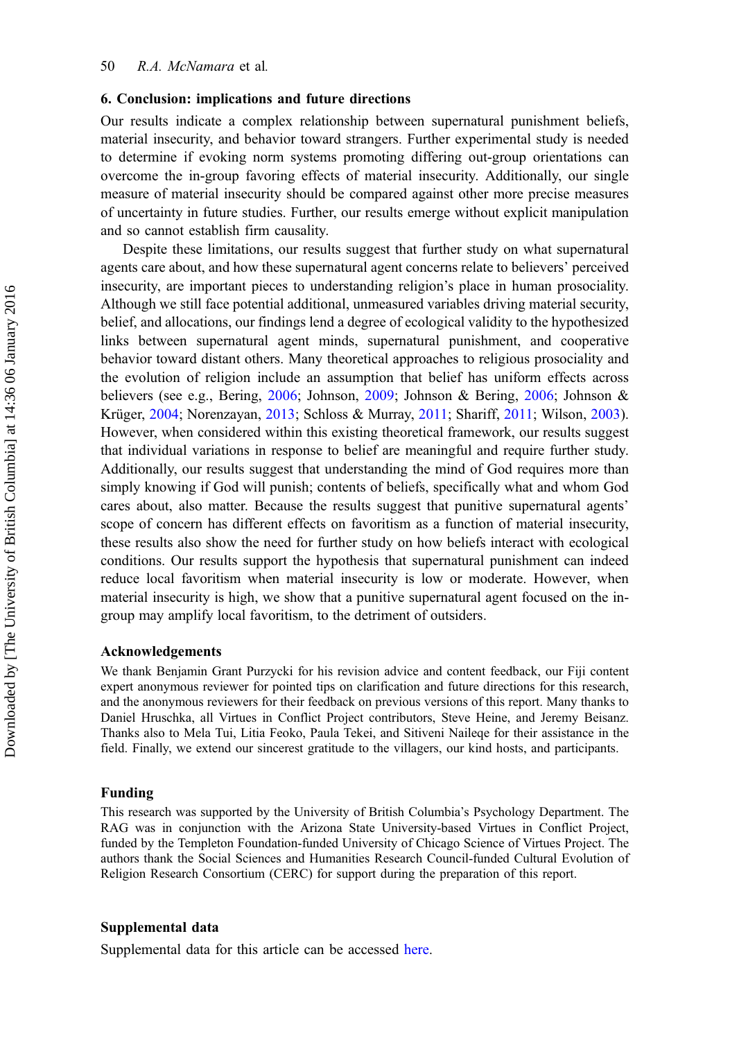## 6. Conclusion: implications and future directions

Our results indicate a complex relationship between supernatural punishment beliefs, material insecurity, and behavior toward strangers. Further experimental study is needed to determine if evoking norm systems promoting differing out-group orientations can overcome the in-group favoring effects of material insecurity. Additionally, our single measure of material insecurity should be compared against other more precise measures of uncertainty in future studies. Further, our results emerge without explicit manipulation and so cannot establish firm causality.

Despite these limitations, our results suggest that further study on what supernatural agents care about, and how these supernatural agent concerns relate to believers' perceived insecurity, are important pieces to understanding religion's place in human prosociality. Although we still face potential additional, unmeasured variables driving material security, belief, and allocations, our findings lend a degree of ecological validity to the hypothesized links between supernatural agent minds, supernatural punishment, and cooperative behavior toward distant others. Many theoretical approaches to religious prosociality and the evolution of religion include an assumption that belief has uniform effects across believers (see e.g., Bering, 2006; Johnson, 2009; Johnson & Bering, 2006; Johnson & Krüger, 2004; Norenzayan, 2013; Schloss & Murray, 2011; Shariff, 2011; Wilson, 2003). However, when considered within this existing theoretical framework, our results suggest that individual variations in response to belief are meaningful and require further study. Additionally, our results suggest that understanding the mind of God requires more than simply knowing if God will punish; contents of beliefs, specifically what and whom God cares about, also matter. Because the results suggest that punitive supernatural agents' scope of concern has different effects on favoritism as a function of material insecurity, these results also show the need for further study on how beliefs interact with ecological conditions. Our results support the hypothesis that supernatural punishment can indeed reduce local favoritism when material insecurity is low or moderate. However, when material insecurity is high, we show that a punitive supernatural agent focused on the in-group may amplify local favoritism, to the detriment of outsiders.

### Acknowledgements

We thank Benjamin Grant Purzycki for his revision advice and content feedback, our Fiji content expert anonymous reviewer for pointed tips on clarification and future directions for this research, and the anonymous reviewers for their feedback on previous versions of this report. Many thanks to Daniel Hruschka, all Virtues in Conflict Project contributors, Steve Heine, and Jeremy Beisanz. Thanks also to Mela Tui, Litia Feoko, Paula Tekei, and Sitiveni Naileqe for their assistance in the field. Finally, we extend our sincerest gratitude to the villagers, our kind hosts, and participants.

### Funding

This research was supported by the University of British Columbia's Psychology Department. The RAG was in conjunction with the Arizona State University-based Virtues in Conflict Project, funded by the Templeton Foundation-funded University of Chicago Science of Virtues Project. The authors thank the Social Sciences and Humanities Research Council-funded Cultural Evolution of Religion Research Consortium (CERC) for support during the preparation of this report.

### Supplemental data

Supplemental data for this article can be accessed here.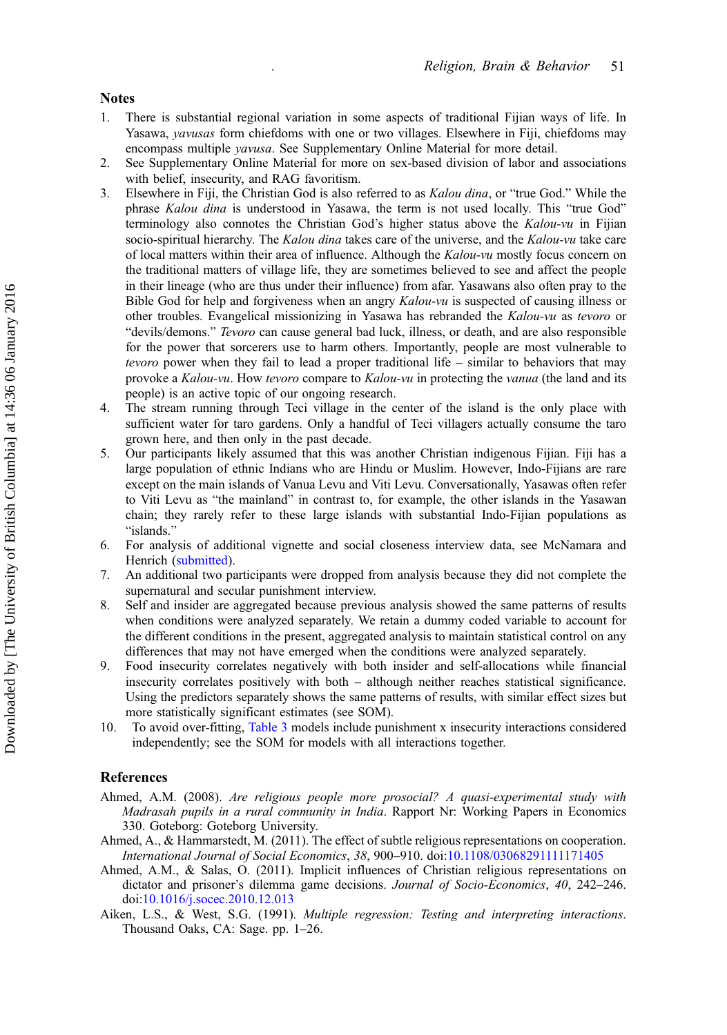## Notes

1. There is substantial regional variation in some aspects of traditional Fijian ways of life. In Yasawa, *yavusas* form chiefdoms with one or two villages. Elsewhere in Fiji, chiefdoms may encompass multiple *yavusa*. See Supplementary Online Material for more detail.
2. See Supplementary Online Material for more on sex-based division of labor and associations with belief, insecurity, and RAG favoritism.
3. Elsewhere in Fiji, the Christian God is also referred to as *Kalou dina*, or "true God." While the phrase *Kalou dina* is understood in Yasawa, the term is not used locally. This "true God" terminology also connotes the Christian God's higher status above the *Kalou-vu* in Fijian socio-spiritual hierarchy. The *Kalou dina* takes care of the universe, and the *Kalou-vu* take care of local matters within their area of influence. Although the *Kalou-vu* mostly focus concern on the traditional matters of village life, they are sometimes believed to see and affect the people in their lineage (who are thus under their influence) from afar. Yasawans also often pray to the Bible God for help and forgiveness when an angry *Kalou-vu* is suspected of causing illness or other troubles. Evangelical missionizing in Yasawa has rebranded the *Kalou-vu* as *tevoro* or "devils/demons." *Tevoro* can cause general bad luck, illness, or death, and are also responsible for the power that sorcerers use to harm others. Importantly, people are most vulnerable to *tevoro* power when they fail to lead a proper traditional life – similar to behaviors that may provoke a *Kalou-vu*. How *tevoro* compare to *Kalou-vu* in protecting the *vanua* (the land and its people) is an active topic of our ongoing research.
4. The stream running through Teci village in the center of the island is the only place with sufficient water for taro gardens. Only a handful of Teci villagers actually consume the taro grown here, and then only in the past decade.
5. Our participants likely assumed that this was another Christian indigenous Fijian. Fiji has a large population of ethnic Indians who are Hindu or Muslim. However, Indo-Fijians are rare except on the main islands of Vanua Levu and Viti Levu. Conversationally, Yasawas often refer to Viti Levu as "the mainland" in contrast to, for example, the other islands in the Yasawan chain; they rarely refer to these large islands with substantial Indo-Fijian populations as "islands."
6. For analysis of additional vignette and social closeness interview data, see McNamara and Henrich (submitted).
7. An additional two participants were dropped from analysis because they did not complete the supernatural and secular punishment interview.
8. Self and insider are aggregated because previous analysis showed the same patterns of results when conditions were analyzed separately. We retain a dummy coded variable to account for the different conditions in the present, aggregated analysis to maintain statistical control on any differences that may not have emerged when the conditions were analyzed separately.
9. Food insecurity correlates negatively with both insider and self-allocations while financial insecurity correlates positively with both – although neither reaches statistical significance. Using the predictors separately shows the same patterns of results, with similar effect sizes but more statistically significant estimates (see SOM).
10. To avoid over-fitting, Table 3 models include punishment x insecurity interactions considered independently; see the SOM for models with all interactions together.

## References

Ahmed, A.M. (2008). *Are religious people more prosocial? A quasi-experimental study with Madrasah pupils in a rural community in India*. Rapport Nr: Working Papers in Economics 330. Goteborg: Goteborg University.

Ahmed, A., & Hammarstedt, M. (2011). The effect of subtle religious representations on cooperation. *International Journal of Social Economics*, *38*, 900–910. doi:10.1108/03068291111171405

Ahmed, A.M., & Salas, O. (2011). Implicit influences of Christian religious representations on dictator and prisoner's dilemma game decisions. *Journal of Socio-Economics*, *40*, 242–246. doi:10.1016/j.socec.2010.12.013

Aiken, L.S., & West, S.G. (1991). *Multiple regression: Testing and interpreting interactions*. Thousand Oaks, CA: Sage. pp. 1–26.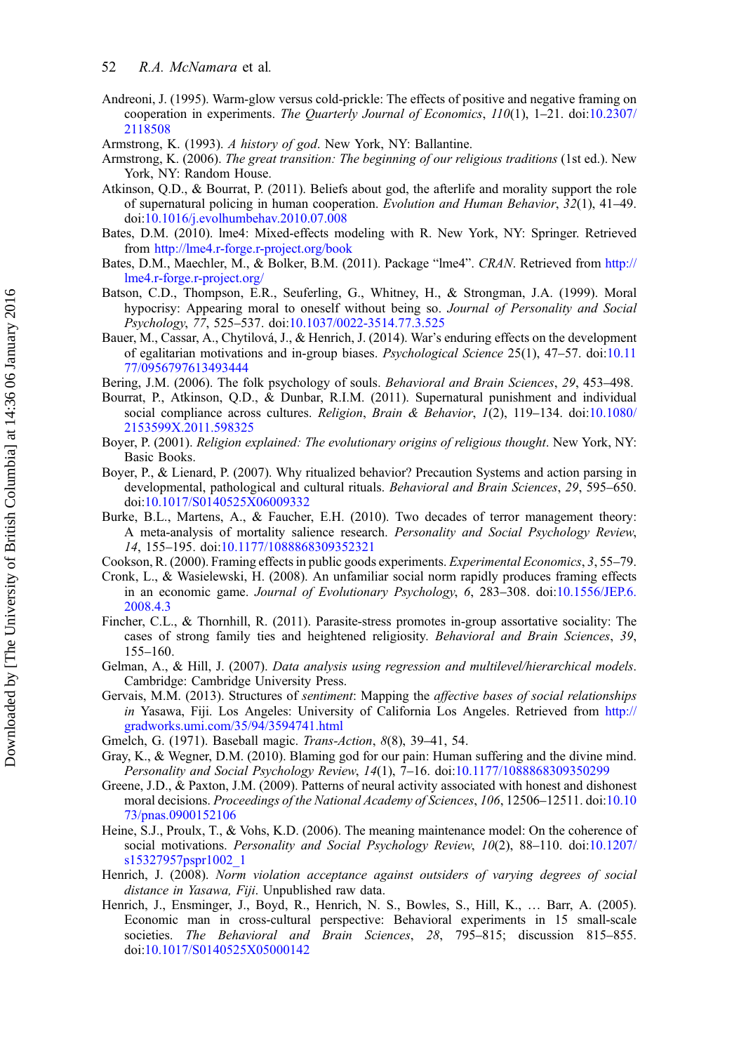Andreoni, J. (1995). Warm-glow versus cold-prickle: The effects of positive and negative framing on cooperation in experiments. *The Quarterly Journal of Economics*, *110*(1), 1–21. doi:10.2307/2118508

Armstrong, K. (1993). *A history of god*. New York, NY: Ballantine.

Armstrong, K. (2006). *The great transition: The beginning of our religious traditions* (1st ed.). New York, NY: Random House.

Atkinson, Q.D., & Bourrat, P. (2011). Beliefs about god, the afterlife and morality support the role of supernatural policing in human cooperation. *Evolution and Human Behavior*, *32*(1), 41–49. doi:10.1016/j.evolhumbehav.2010.07.008

Bates, D.M. (2010). lme4: Mixed-effects modeling with R. New York, NY: Springer. Retrieved from http://lme4.r-forge.r-project.org/book

Bates, D.M., Maechler, M., & Bolker, B.M. (2011). Package "lme4". *CRAN*. Retrieved from http://lme4.r-forge.r-project.org/

Batson, C.D., Thompson, E.R., Seuferling, G., Whitney, H., & Strongman, J.A. (1999). Moral hypocrisy: Appearing moral to oneself without being so. *Journal of Personality and Social Psychology*, *77*, 525–537. doi:10.1037/0022-3514.77.3.525

Bauer, M., Cassar, A., Chytilová, J., & Henrich, J. (2014). War's enduring effects on the development of egalitarian motivations and in-group biases. *Psychological Science* 25(1), 47–57. doi:10.1177/0956797613493444

Bering, J.M. (2006). The folk psychology of souls. *Behavioral and Brain Sciences*, *29*, 453–498.

Bourrat, P., Atkinson, Q.D., & Dunbar, R.I.M. (2011). Supernatural punishment and individual social compliance across cultures. *Religion, Brain & Behavior*, *1*(2), 119–134. doi:10.1080/2153599X.2011.598325

Boyer, P. (2001). *Religion explained: The evolutionary origins of religious thought*. New York, NY: Basic Books.

Boyer, P., & Lienard, P. (2007). Why ritualized behavior? Precaution Systems and action parsing in developmental, pathological and cultural rituals. *Behavioral and Brain Sciences*, *29*, 595–650. doi:10.1017/S0140525X06009332

Burke, B.L., Martens, A., & Faucher, E.H. (2010). Two decades of terror management theory: A meta-analysis of mortality salience research. *Personality and Social Psychology Review*, *14*, 155–195. doi:10.1177/1088868309352321

Cookson, R. (2000). Framing effects in public goods experiments. *Experimental Economics*, *3*, 55–79.

Cronk, L., & Wasielewski, H. (2008). An unfamiliar social norm rapidly produces framing effects in an economic game. *Journal of Evolutionary Psychology*, *6*, 283–308. doi:10.1556/JEP.6.2008.4.3

Fincher, C.L., & Thornhill, R. (2011). Parasite-stress promotes in-group assortative sociality: The cases of strong family ties and heightened religiosity. *Behavioral and Brain Sciences*, *39*, 155–160.

Gelman, A., & Hill, J. (2007). *Data analysis using regression and multilevel/hierarchical models*. Cambridge: Cambridge University Press.

Gervais, M.M. (2013). Structures of *sentiment*: Mapping the *affective bases of social relationships in* Yasawa, Fiji. Los Angeles: University of California Los Angeles. Retrieved from http://gradworks.umi.com/35/94/3594741.html

Gmelch, G. (1971). Baseball magic. *Trans-Action*, *8*(8), 39–41, 54.

Gray, K., & Wegner, D.M. (2010). Blaming god for our pain: Human suffering and the divine mind. *Personality and Social Psychology Review*, *14*(1), 7–16. doi:10.1177/1088868309350299

Greene, J.D., & Paxton, J.M. (2009). Patterns of neural activity associated with honest and dishonest moral decisions. *Proceedings of the National Academy of Sciences*, *106*, 12506–12511. doi:10.1073/pnas.0900152106

Heine, S.J., Proulx, T., & Vohs, K.D. (2006). The meaning maintenance model: On the coherence of social motivations. *Personality and Social Psychology Review*, *10*(2), 88–110. doi:10.1207/s15327957pspr1002_1

Henrich, J. (2008). *Norm violation acceptance against outsiders of varying degrees of social distance in Yasawa, Fiji*. Unpublished raw data.

Henrich, J., Ensminger, J., Boyd, R., Henrich, N. S., Bowles, S., Hill, K., … Barr, A. (2005). Economic man in cross-cultural perspective: Behavioral experiments in 15 small-scale societies. *The Behavioral and Brain Sciences*, *28*, 795–815; discussion 815–855. doi:10.1017/S0140525X05000142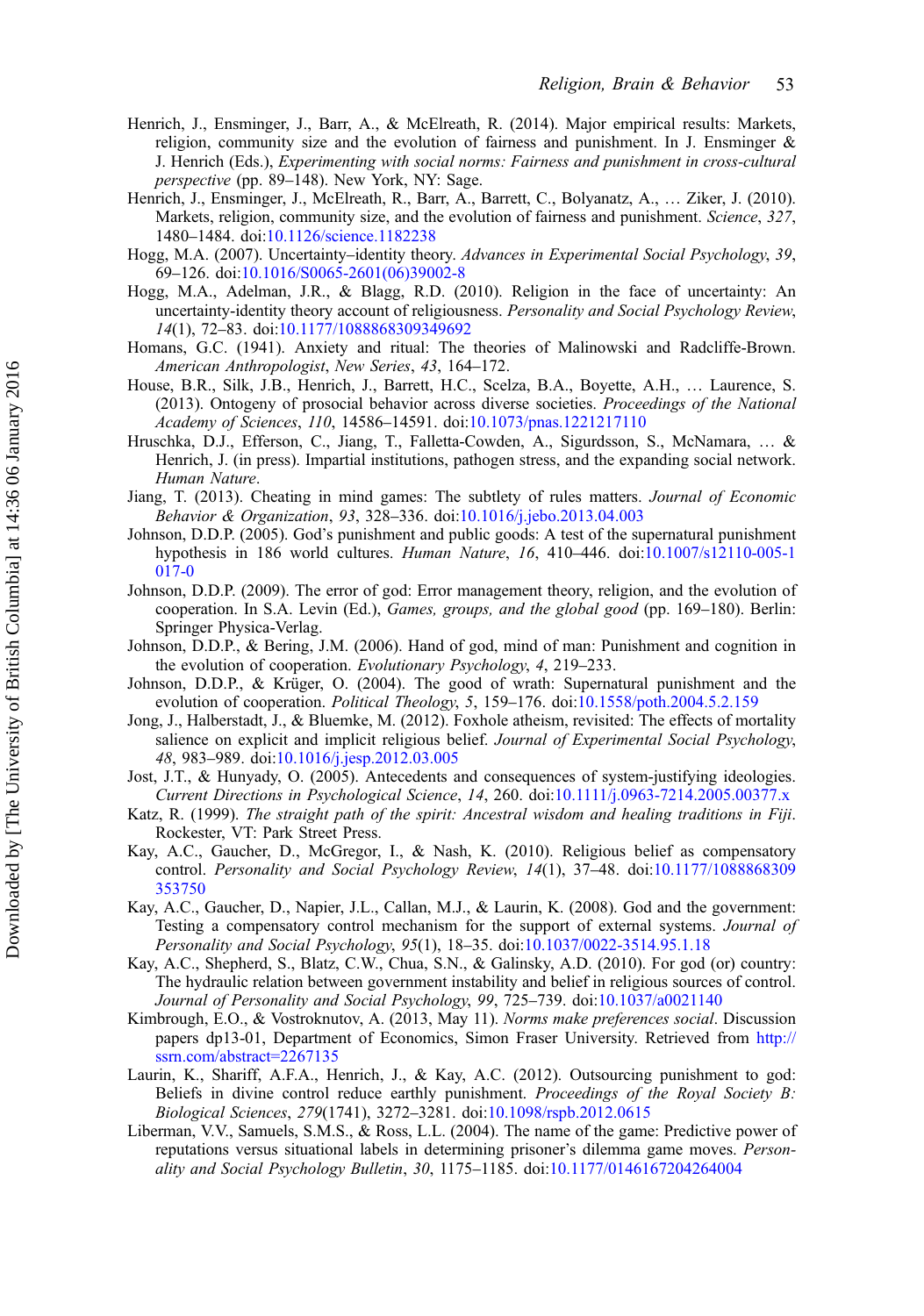Henrich, J., Ensminger, J., Barr, A., & McElreath, R. (2014). Major empirical results: Markets, religion, community size and the evolution of fairness and punishment. In J. Ensminger & J. Henrich (Eds.), *Experimenting with social norms: Fairness and punishment in cross-cultural perspective* (pp. 89–148). New York, NY: Sage.

Henrich, J., Ensminger, J., McElreath, R., Barr, A., Barrett, C., Bolyanatz, A., … Ziker, J. (2010). Markets, religion, community size, and the evolution of fairness and punishment. *Science*, *327*, 1480–1484. doi:10.1126/science.1182238

Hogg, M.A. (2007). Uncertainty–identity theory. *Advances in Experimental Social Psychology*, *39*, 69–126. doi:10.1016/S0065-2601(06)39002-8

Hogg, M.A., Adelman, J.R., & Blagg, R.D. (2010). Religion in the face of uncertainty: An uncertainty-identity theory account of religiousness. *Personality and Social Psychology Review*, *14*(1), 72–83. doi:10.1177/1088868309349692

Homans, G.C. (1941). Anxiety and ritual: The theories of Malinowski and Radcliffe-Brown. *American Anthropologist*, *New Series*, *43*, 164–172.

House, B.R., Silk, J.B., Henrich, J., Barrett, H.C., Scelza, B.A., Boyette, A.H., … Laurence, S. (2013). Ontogeny of prosocial behavior across diverse societies. *Proceedings of the National Academy of Sciences*, *110*, 14586–14591. doi:10.1073/pnas.1221217110

Hruschka, D.J., Efferson, C., Jiang, T., Falletta-Cowden, A., Sigurdsson, S., McNamara, … & Henrich, J. (in press). Impartial institutions, pathogen stress, and the expanding social network. *Human Nature*.

Jiang, T. (2013). Cheating in mind games: The subtlety of rules matters. *Journal of Economic Behavior & Organization*, *93*, 328–336. doi:10.1016/j.jebo.2013.04.003

Johnson, D.D.P. (2005). God's punishment and public goods: A test of the supernatural punishment hypothesis in 186 world cultures. *Human Nature*, *16*, 410–446. doi:10.1007/s12110-005-1017-0

Johnson, D.D.P. (2009). The error of god: Error management theory, religion, and the evolution of cooperation. In S.A. Levin (Ed.), *Games, groups, and the global good* (pp. 169–180). Berlin: Springer Physica-Verlag.

Johnson, D.D.P., & Bering, J.M. (2006). Hand of god, mind of man: Punishment and cognition in the evolution of cooperation. *Evolutionary Psychology*, *4*, 219–233.

Johnson, D.D.P., & Krüger, O. (2004). The good of wrath: Supernatural punishment and the evolution of cooperation. *Political Theology*, *5*, 159–176. doi:10.1558/poth.2004.5.2.159

Jong, J., Halberstadt, J., & Bluemke, M. (2012). Foxhole atheism, revisited: The effects of mortality salience on explicit and implicit religious belief. *Journal of Experimental Social Psychology*, *48*, 983–989. doi:10.1016/j.jesp.2012.03.005

Jost, J.T., & Hunyady, O. (2005). Antecedents and consequences of system-justifying ideologies. *Current Directions in Psychological Science*, *14*, 260. doi:10.1111/j.0963-7214.2005.00377.x

Katz, R. (1999). *The straight path of the spirit: Ancestral wisdom and healing traditions in Fiji*. Rockester, VT: Park Street Press.

Kay, A.C., Gaucher, D., McGregor, I., & Nash, K. (2010). Religious belief as compensatory control. *Personality and Social Psychology Review*, *14*(1), 37–48. doi:10.1177/1088868309353750

Kay, A.C., Gaucher, D., Napier, J.L., Callan, M.J., & Laurin, K. (2008). God and the government: Testing a compensatory control mechanism for the support of external systems. *Journal of Personality and Social Psychology*, *95*(1), 18–35. doi:10.1037/0022-3514.95.1.18

Kay, A.C., Shepherd, S., Blatz, C.W., Chua, S.N., & Galinsky, A.D. (2010). For god (or) country: The hydraulic relation between government instability and belief in religious sources of control. *Journal of Personality and Social Psychology*, *99*, 725–739. doi:10.1037/a0021140

Kimbrough, E.O., & Vostroknutov, A. (2013, May 11). *Norms make preferences social*. Discussion papers dp13-01, Department of Economics, Simon Fraser University. Retrieved from http://ssrn.com/abstract=2267135

Laurin, K., Shariff, A.F.A., Henrich, J., & Kay, A.C. (2012). Outsourcing punishment to god: Beliefs in divine control reduce earthly punishment. *Proceedings of the Royal Society B: Biological Sciences*, *279*(1741), 3272–3281. doi:10.1098/rspb.2012.0615

Liberman, V.V., Samuels, S.M.S., & Ross, L.L. (2004). The name of the game: Predictive power of reputations versus situational labels in determining prisoner's dilemma game moves. *Personality and Social Psychology Bulletin*, *30*, 1175–1185. doi:10.1177/0146167204264004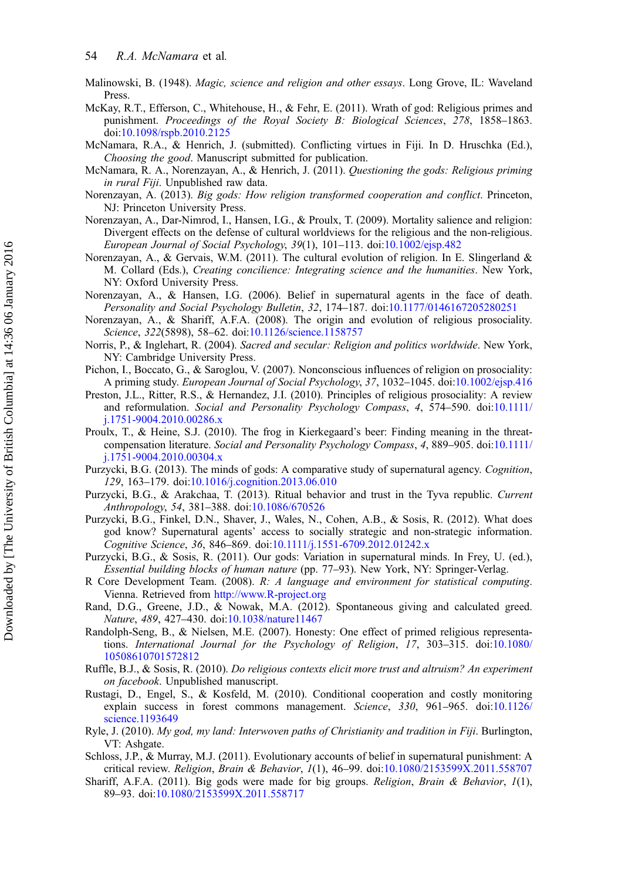Malinowski, B. (1948). *Magic, science and religion and other essays*. Long Grove, IL: Waveland Press.

McKay, R.T., Efferson, C., Whitehouse, H., & Fehr, E. (2011). Wrath of god: Religious primes and punishment. *Proceedings of the Royal Society B: Biological Sciences*, *278*, 1858–1863. doi:10.1098/rspb.2010.2125

McNamara, R.A., & Henrich, J. (submitted). Conflicting virtues in Fiji. In D. Hruschka (Ed.), *Choosing the good*. Manuscript submitted for publication.

McNamara, R. A., Norenzayan, A., & Henrich, J. (2011). *Questioning the gods: Religious priming in rural Fiji*. Unpublished raw data.

Norenzayan, A. (2013). *Big gods: How religion transformed cooperation and conflict*. Princeton, NJ: Princeton University Press.

Norenzayan, A., Dar-Nimrod, I., Hansen, I.G., & Proulx, T. (2009). Mortality salience and religion: Divergent effects on the defense of cultural worldviews for the religious and the non-religious. *European Journal of Social Psychology*, *39*(1), 101–113. doi:10.1002/ejsp.482

Norenzayan, A., & Gervais, W.M. (2011). The cultural evolution of religion. In E. Slingerland & M. Collard (Eds.), *Creating concilience: Integrating science and the humanities*. New York, NY: Oxford University Press.

Norenzayan, A., & Hansen, I.G. (2006). Belief in supernatural agents in the face of death. *Personality and Social Psychology Bulletin*, *32*, 174–187. doi:10.1177/0146167205280251

Norenzayan, A., & Shariff, A.F.A. (2008). The origin and evolution of religious prosociality. *Science*, *322*(5898), 58–62. doi:10.1126/science.1158757

Norris, P., & Inglehart, R. (2004). *Sacred and secular: Religion and politics worldwide*. New York, NY: Cambridge University Press.

Pichon, I., Boccato, G., & Saroglou, V. (2007). Nonconscious influences of religion on prosociality: A priming study. *European Journal of Social Psychology*, *37*, 1032–1045. doi:10.1002/ejsp.416

Preston, J.L., Ritter, R.S., & Hernandez, J.I. (2010). Principles of religious prosociality: A review and reformulation. *Social and Personality Psychology Compass*, *4*, 574–590. doi:10.1111/j.1751-9004.2010.00286.x

Proulx, T., & Heine, S.J. (2010). The frog in Kierkegaard's beer: Finding meaning in the threat-compensation literature. *Social and Personality Psychology Compass*, *4*, 889–905. doi:10.1111/j.1751-9004.2010.00304.x

Purzycki, B.G. (2013). The minds of gods: A comparative study of supernatural agency. *Cognition*, *129*, 163–179. doi:10.1016/j.cognition.2013.06.010

Purzycki, B.G., & Arakchaa, T. (2013). Ritual behavior and trust in the Tyva republic. *Current Anthropology*, *54*, 381–388. doi:10.1086/670526

Purzycki, B.G., Finkel, D.N., Shaver, J., Wales, N., Cohen, A.B., & Sosis, R. (2012). What does god know? Supernatural agents' access to socially strategic and non-strategic information. *Cognitive Science*, *36*, 846–869. doi:10.1111/j.1551-6709.2012.01242.x

Purzycki, B.G., & Sosis, R. (2011). Our gods: Variation in supernatural minds. In Frey, U. (ed.), *Essential building blocks of human nature* (pp. 77–93). New York, NY: Springer-Verlag.

R Core Development Team. (2008). *R: A language and environment for statistical computing*. Vienna. Retrieved from http://www.R-project.org

Rand, D.G., Greene, J.D., & Nowak, M.A. (2012). Spontaneous giving and calculated greed. *Nature*, *489*, 427–430. doi:10.1038/nature11467

Randolph-Seng, B., & Nielsen, M.E. (2007). Honesty: One effect of primed religious representations. *International Journal for the Psychology of Religion*, *17*, 303–315. doi:10.1080/10508610701572812

Ruffle, B.J., & Sosis, R. (2010). *Do religious contexts elicit more trust and altruism? An experiment on facebook*. Unpublished manuscript.

Rustagi, D., Engel, S., & Kosfeld, M. (2010). Conditional cooperation and costly monitoring explain success in forest commons management. *Science*, *330*, 961–965. doi:10.1126/science.1193649

Ryle, J. (2010). *My god, my land: Interwoven paths of Christianity and tradition in Fiji*. Burlington, VT: Ashgate.

Schloss, J.P., & Murray, M.J. (2011). Evolutionary accounts of belief in supernatural punishment: A critical review. *Religion, Brain & Behavior*, *1*(1), 46–99. doi:10.1080/2153599X.2011.558707

Shariff, A.F.A. (2011). Big gods were made for big groups. *Religion, Brain & Behavior*, *1*(1), 89–93. doi:10.1080/2153599X.2011.558717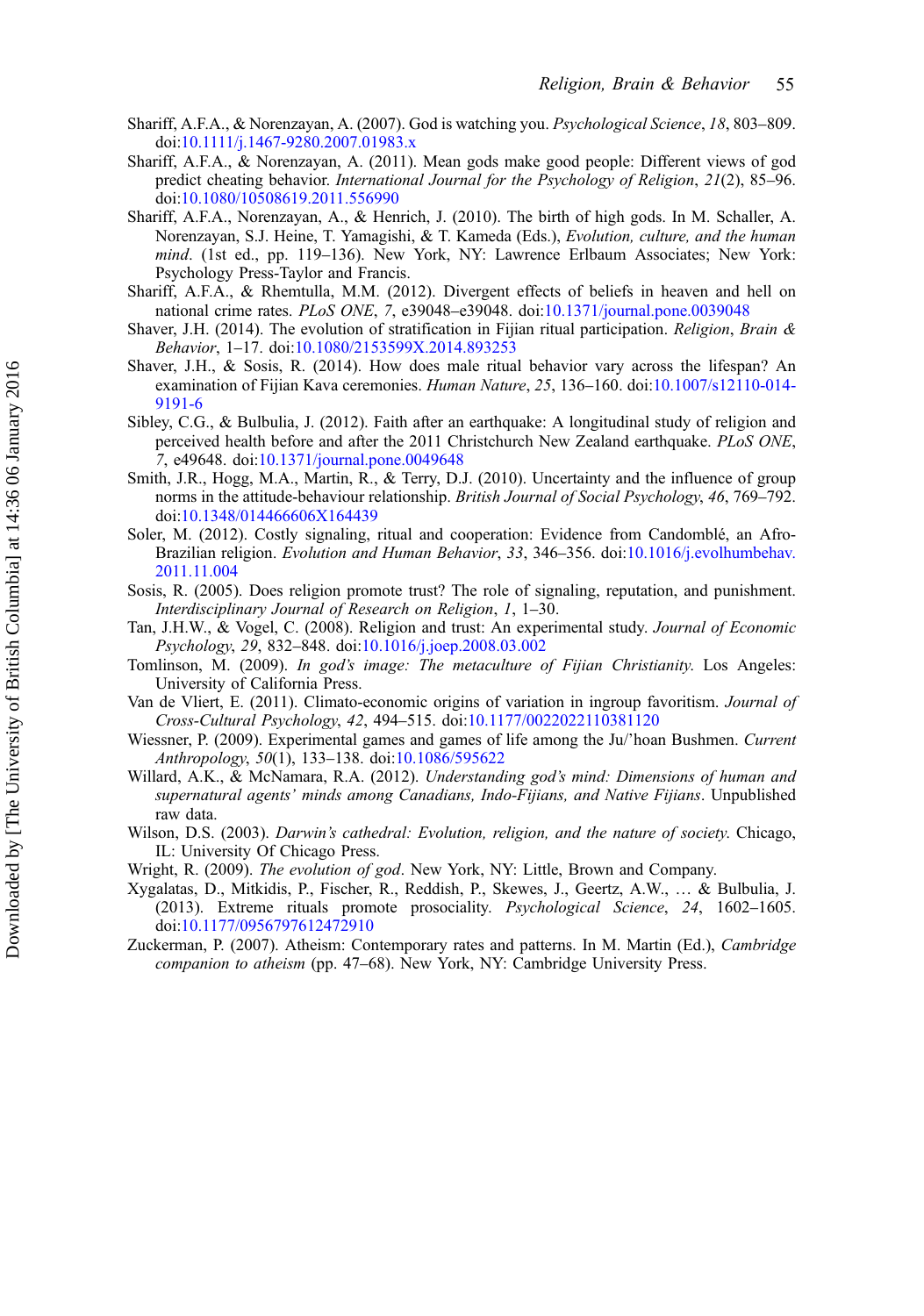Shariff, A.F.A., & Norenzayan, A. (2007). God is watching you. *Psychological Science*, *18*, 803–809. doi:10.1111/j.1467-9280.2007.01983.x

Shariff, A.F.A., & Norenzayan, A. (2011). Mean gods make good people: Different views of god predict cheating behavior. *International Journal for the Psychology of Religion*, *21*(2), 85–96. doi:10.1080/10508619.2011.556990

Shariff, A.F.A., Norenzayan, A., & Henrich, J. (2010). The birth of high gods. In M. Schaller, A. Norenzayan, S.J. Heine, T. Yamagishi, & T. Kameda (Eds.), *Evolution, culture, and the human mind*. (1st ed., pp. 119–136). New York, NY: Lawrence Erlbaum Associates; New York: Psychology Press-Taylor and Francis.

Shariff, A.F.A., & Rhemtulla, M.M. (2012). Divergent effects of beliefs in heaven and hell on national crime rates. *PLoS ONE*, *7*, e39048–e39048. doi:10.1371/journal.pone.0039048

Shaver, J.H. (2014). The evolution of stratification in Fijian ritual participation. *Religion, Brain & Behavior*, 1–17. doi:10.1080/2153599X.2014.893253

Shaver, J.H., & Sosis, R. (2014). How does male ritual behavior vary across the lifespan? An examination of Fijian Kava ceremonies. *Human Nature*, *25*, 136–160. doi:10.1007/s12110-014-9191-6

Sibley, C.G., & Bulbulia, J. (2012). Faith after an earthquake: A longitudinal study of religion and perceived health before and after the 2011 Christchurch New Zealand earthquake. *PLoS ONE*, *7*, e49648. doi:10.1371/journal.pone.0049648

Smith, J.R., Hogg, M.A., Martin, R., & Terry, D.J. (2010). Uncertainty and the influence of group norms in the attitude-behaviour relationship. *British Journal of Social Psychology*, *46*, 769–792. doi:10.1348/014466606X164439

Soler, M. (2012). Costly signaling, ritual and cooperation: Evidence from Candomblé, an Afro-Brazilian religion. *Evolution and Human Behavior*, *33*, 346–356. doi:10.1016/j.evolhumbehav.2011.11.004

Sosis, R. (2005). Does religion promote trust? The role of signaling, reputation, and punishment. *Interdisciplinary Journal of Research on Religion*, *1*, 1–30.

Tan, J.H.W., & Vogel, C. (2008). Religion and trust: An experimental study. *Journal of Economic Psychology*, *29*, 832–848. doi:10.1016/j.joep.2008.03.002

Tomlinson, M. (2009). *In god's image: The metaculture of Fijian Christianity*. Los Angeles: University of California Press.

Van de Vliert, E. (2011). Climato-economic origins of variation in ingroup favoritism. *Journal of Cross-Cultural Psychology*, *42*, 494–515. doi:10.1177/0022022110381120

Wiessner, P. (2009). Experimental games and games of life among the Ju/'hoan Bushmen. *Current Anthropology*, *50*(1), 133–138. doi:10.1086/595622

Willard, A.K., & McNamara, R.A. (2012). *Understanding god's mind: Dimensions of human and supernatural agents' minds among Canadians, Indo-Fijians, and Native Fijians*. Unpublished raw data.

Wilson, D.S. (2003). *Darwin's cathedral: Evolution, religion, and the nature of society*. Chicago, IL: University Of Chicago Press.

Wright, R. (2009). *The evolution of god*. New York, NY: Little, Brown and Company.

Xygalatas, D., Mitkidis, P., Fischer, R., Reddish, P., Skewes, J., Geertz, A.W., … & Bulbulia, J. (2013). Extreme rituals promote prosociality. *Psychological Science*, *24*, 1602–1605. doi:10.1177/0956797612472910

Zuckerman, P. (2007). Atheism: Contemporary rates and patterns. In M. Martin (Ed.), *Cambridge companion to atheism* (pp. 47–68). New York, NY: Cambridge University Press.